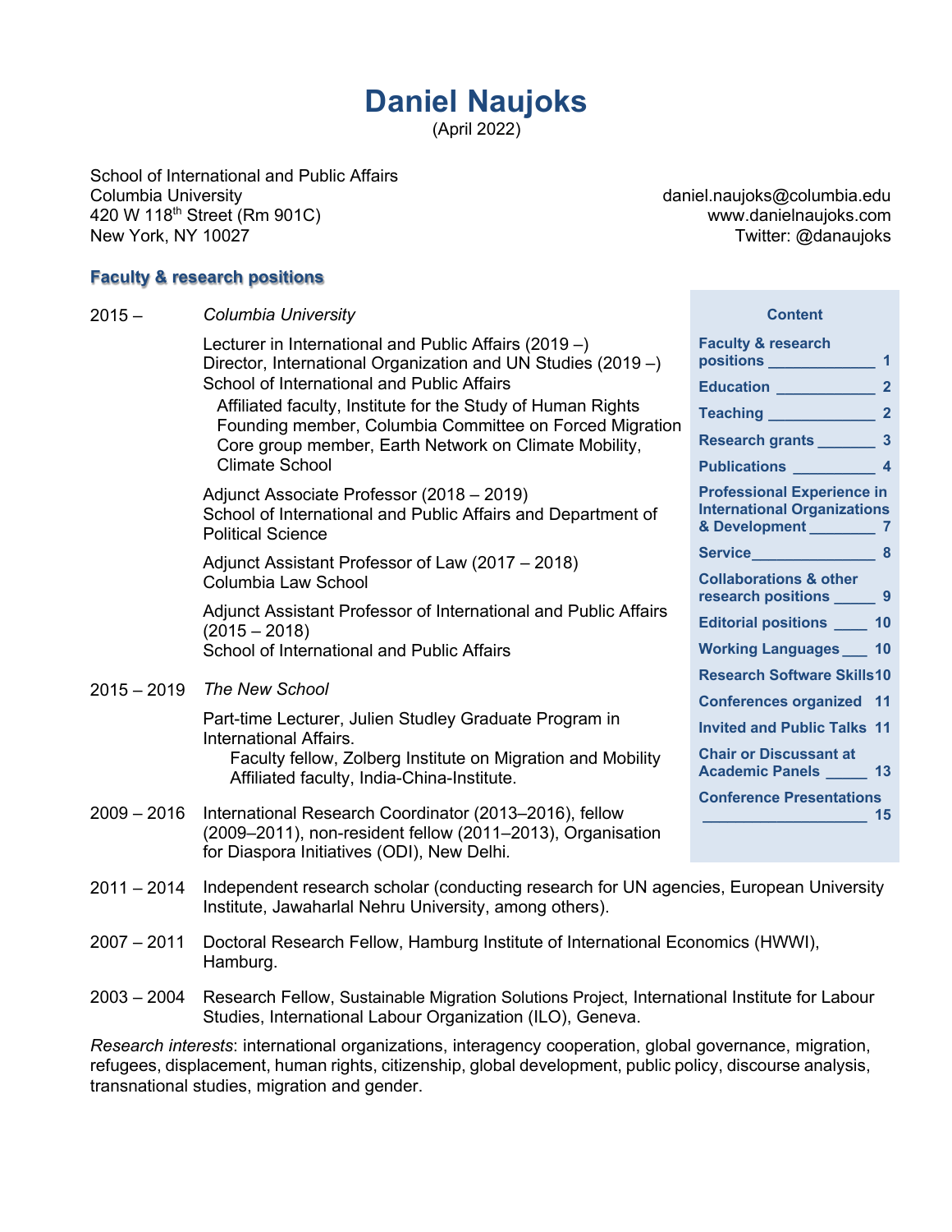# Daniel Naujoks

(April 2022)

School of International and Public Affairs
Columbia University
420 W 118th Street (Rm 901C)
New York, NY 10027

daniel.naujoks@columbia.edu
www.danielnaujoks.com
Twitter: @danaujoks

**Content**

- Faculty & research positions ____________ 1
- Education ____________ 2
- Teaching ____________ 2
- Research grants _______ 3
- Publications __________ 4
- Professional Experience in International Organizations & Development ________ 7
- Service_______________ 8
- Collaborations & other research positions _____ 9
- Editorial positions ____ 10
- Working Languages ___ 10
- Research Software Skills 10
- Conferences organized 11
- Invited and Public Talks 11
- Chair or Discussant at Academic Panels _____ 13
- Conference Presentations ____________________ 15

## Faculty & research positions

**2015 –** *Columbia University*

Lecturer in International and Public Affairs (2019 –)
Director, International Organization and UN Studies (2019 –)
School of International and Public Affairs

- Affiliated faculty, Institute for the Study of Human Rights
- Founding member, Columbia Committee on Forced Migration
- Core group member, Earth Network on Climate Mobility, Climate School

Adjunct Associate Professor (2018 – 2019)
School of International and Public Affairs and Department of Political Science

Adjunct Assistant Professor of Law (2017 – 2018)
Columbia Law School

Adjunct Assistant Professor of International and Public Affairs (2015 – 2018)
School of International and Public Affairs

**2015 – 2019** *The New School*

Part-time Lecturer, Julien Studley Graduate Program in International Affairs.

- Faculty fellow, Zolberg Institute on Migration and Mobility
- Affiliated faculty, India-China-Institute.

**2009 – 2016** International Research Coordinator (2013–2016), fellow (2009–2011), non-resident fellow (2011–2013), Organisation for Diaspora Initiatives (ODI), New Delhi.

**2011 – 2014** Independent research scholar (conducting research for UN agencies, European University Institute, Jawaharlal Nehru University, among others).

**2007 – 2011** Doctoral Research Fellow, Hamburg Institute of International Economics (HWWI), Hamburg.

**2003 – 2004** Research Fellow, Sustainable Migration Solutions Project, International Institute for Labour Studies, International Labour Organization (ILO), Geneva.

*Research interests*: international organizations, interagency cooperation, global governance, migration, refugees, displacement, human rights, citizenship, global development, public policy, discourse analysis, transnational studies, migration and gender.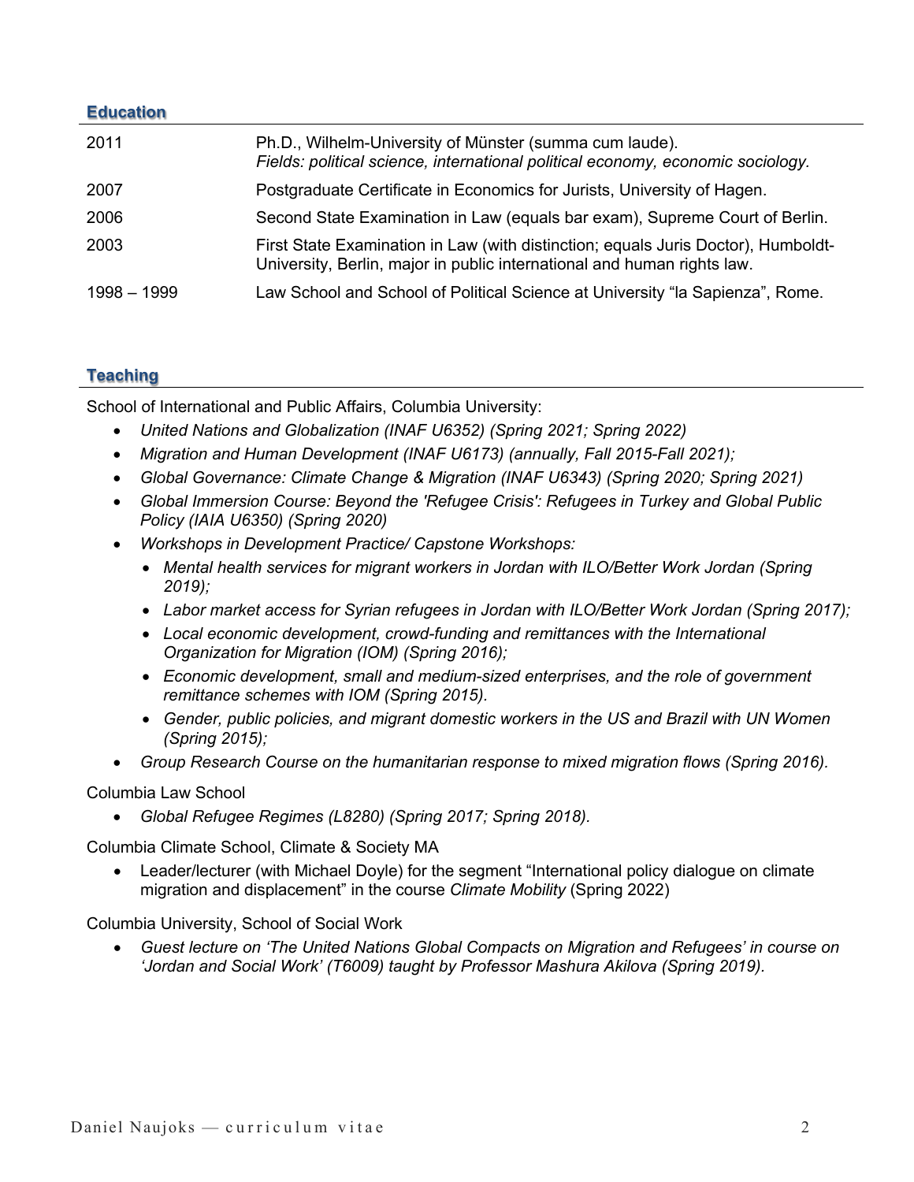## Education

| | |
|---|---|
| 2011 | Ph.D., Wilhelm-University of Münster (summa cum laude). *Fields: political science, international political economy, economic sociology.* |
| 2007 | Postgraduate Certificate in Economics for Jurists, University of Hagen. |
| 2006 | Second State Examination in Law (equals bar exam), Supreme Court of Berlin. |
| 2003 | First State Examination in Law (with distinction; equals Juris Doctor), Humboldt-University, Berlin, major in public international and human rights law. |
| 1998 – 1999 | Law School and School of Political Science at University "la Sapienza", Rome. |

## Teaching

School of International and Public Affairs, Columbia University:

- *United Nations and Globalization (INAF U6352) (Spring 2021; Spring 2022)*
- *Migration and Human Development (INAF U6173) (annually, Fall 2015-Fall 2021);*
- *Global Governance: Climate Change & Migration (INAF U6343) (Spring 2020; Spring 2021)*
- *Global Immersion Course: Beyond the 'Refugee Crisis': Refugees in Turkey and Global Public Policy (IAIA U6350) (Spring 2020)*
- *Workshops in Development Practice/ Capstone Workshops:*
  - *Mental health services for migrant workers in Jordan with ILO/Better Work Jordan (Spring 2019);*
  - *Labor market access for Syrian refugees in Jordan with ILO/Better Work Jordan (Spring 2017);*
  - *Local economic development, crowd-funding and remittances with the International Organization for Migration (IOM) (Spring 2016);*
  - *Economic development, small and medium-sized enterprises, and the role of government remittance schemes with IOM (Spring 2015).*
  - *Gender, public policies, and migrant domestic workers in the US and Brazil with UN Women (Spring 2015);*
- *Group Research Course on the humanitarian response to mixed migration flows (Spring 2016).*

Columbia Law School

- *Global Refugee Regimes (L8280) (Spring 2017; Spring 2018).*

Columbia Climate School, Climate & Society MA

- Leader/lecturer (with Michael Doyle) for the segment "International policy dialogue on climate migration and displacement" in the course *Climate Mobility* (Spring 2022)

Columbia University, School of Social Work

- *Guest lecture on 'The United Nations Global Compacts on Migration and Refugees' in course on 'Jordan and Social Work' (T6009) taught by Professor Mashura Akilova (Spring 2019).*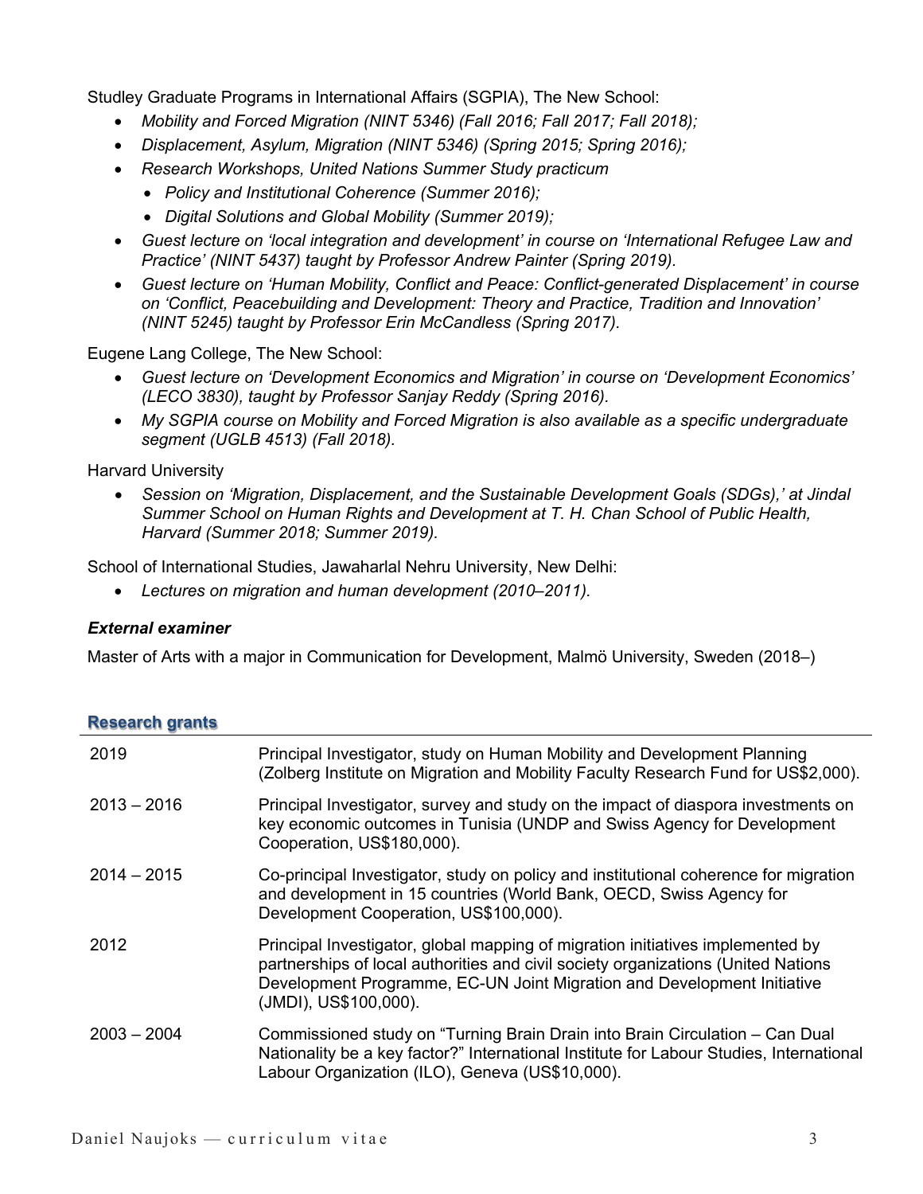Studley Graduate Programs in International Affairs (SGPIA), The New School:

- *Mobility and Forced Migration (NINT 5346) (Fall 2016; Fall 2017; Fall 2018);*
- *Displacement, Asylum, Migration (NINT 5346) (Spring 2015; Spring 2016);*
- *Research Workshops, United Nations Summer Study practicum*
  - *Policy and Institutional Coherence (Summer 2016);*
  - *Digital Solutions and Global Mobility (Summer 2019);*
- *Guest lecture on 'local integration and development' in course on 'International Refugee Law and Practice' (NINT 5437) taught by Professor Andrew Painter (Spring 2019).*
- *Guest lecture on 'Human Mobility, Conflict and Peace: Conflict-generated Displacement' in course on 'Conflict, Peacebuilding and Development: Theory and Practice, Tradition and Innovation' (NINT 5245) taught by Professor Erin McCandless (Spring 2017).*

Eugene Lang College, The New School:

- *Guest lecture on 'Development Economics and Migration' in course on 'Development Economics' (LECO 3830), taught by Professor Sanjay Reddy (Spring 2016).*
- *My SGPIA course on Mobility and Forced Migration is also available as a specific undergraduate segment (UGLB 4513) (Fall 2018).*

Harvard University

- *Session on 'Migration, Displacement, and the Sustainable Development Goals (SDGs),' at Jindal Summer School on Human Rights and Development at T. H. Chan School of Public Health, Harvard (Summer 2018; Summer 2019).*

School of International Studies, Jawaharlal Nehru University, New Delhi:

- *Lectures on migration and human development (2010–2011).*

### *External examiner*

Master of Arts with a major in Communication for Development, Malmö University, Sweden (2018–)

## Research grants

| | |
|---|---|
| 2019 | Principal Investigator, study on Human Mobility and Development Planning (Zolberg Institute on Migration and Mobility Faculty Research Fund for US$2,000). |
| 2013 – 2016 | Principal Investigator, survey and study on the impact of diaspora investments on key economic outcomes in Tunisia (UNDP and Swiss Agency for Development Cooperation, US$180,000). |
| 2014 – 2015 | Co-principal Investigator, study on policy and institutional coherence for migration and development in 15 countries (World Bank, OECD, Swiss Agency for Development Cooperation, US$100,000). |
| 2012 | Principal Investigator, global mapping of migration initiatives implemented by partnerships of local authorities and civil society organizations (United Nations Development Programme, EC-UN Joint Migration and Development Initiative (JMDI), US$100,000). |
| 2003 – 2004 | Commissioned study on "Turning Brain Drain into Brain Circulation – Can Dual Nationality be a key factor?" International Institute for Labour Studies, International Labour Organization (ILO), Geneva (US$10,000). |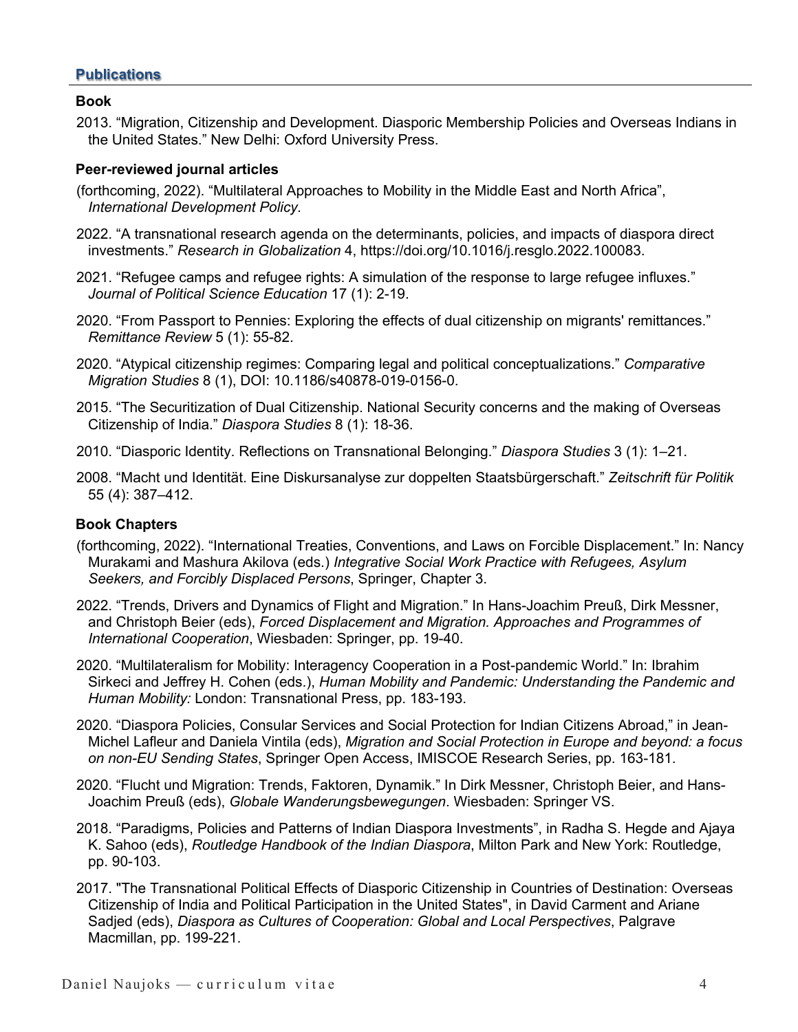## Publications

### Book

2013. "Migration, Citizenship and Development. Diasporic Membership Policies and Overseas Indians in the United States." New Delhi: Oxford University Press.

### Peer-reviewed journal articles

(forthcoming, 2022). "Multilateral Approaches to Mobility in the Middle East and North Africa", *International Development Policy.*

2022. "A transnational research agenda on the determinants, policies, and impacts of diaspora direct investments." *Research in Globalization* 4, https://doi.org/10.1016/j.resglo.2022.100083.

2021. "Refugee camps and refugee rights: A simulation of the response to large refugee influxes." *Journal of Political Science Education* 17 (1): 2-19.

2020. "From Passport to Pennies: Exploring the effects of dual citizenship on migrants' remittances." *Remittance Review* 5 (1): 55-82.

2020. "Atypical citizenship regimes: Comparing legal and political conceptualizations." *Comparative Migration Studies* 8 (1), DOI: 10.1186/s40878-019-0156-0.

2015. "The Securitization of Dual Citizenship. National Security concerns and the making of Overseas Citizenship of India." *Diaspora Studies* 8 (1): 18-36.

2010. "Diasporic Identity. Reflections on Transnational Belonging." *Diaspora Studies* 3 (1): 1–21.

2008. "Macht und Identität. Eine Diskursanalyse zur doppelten Staatsbürgerschaft." *Zeitschrift für Politik* 55 (4): 387–412.

### Book Chapters

(forthcoming, 2022). "International Treaties, Conventions, and Laws on Forcible Displacement." In: Nancy Murakami and Mashura Akilova (eds.) *Integrative Social Work Practice with Refugees, Asylum Seekers, and Forcibly Displaced Persons*, Springer, Chapter 3.

2022. "Trends, Drivers and Dynamics of Flight and Migration." In Hans-Joachim Preuß, Dirk Messner, and Christoph Beier (eds), *Forced Displacement and Migration. Approaches and Programmes of International Cooperation*, Wiesbaden: Springer, pp. 19-40.

2020. "Multilateralism for Mobility: Interagency Cooperation in a Post-pandemic World." In: Ibrahim Sirkeci and Jeffrey H. Cohen (eds.), *Human Mobility and Pandemic: Understanding the Pandemic and Human Mobility:* London: Transnational Press, pp. 183-193.

2020. "Diaspora Policies, Consular Services and Social Protection for Indian Citizens Abroad," in Jean-Michel Lafleur and Daniela Vintila (eds), *Migration and Social Protection in Europe and beyond: a focus on non-EU Sending States*, Springer Open Access, IMISCOE Research Series, pp. 163-181.

2020. "Flucht und Migration: Trends, Faktoren, Dynamik." In Dirk Messner, Christoph Beier, and Hans-Joachim Preuß (eds), *Globale Wanderungsbewegungen*. Wiesbaden: Springer VS.

2018. "Paradigms, Policies and Patterns of Indian Diaspora Investments", in Radha S. Hegde and Ajaya K. Sahoo (eds), *Routledge Handbook of the Indian Diaspora*, Milton Park and New York: Routledge, pp. 90-103.

2017. "The Transnational Political Effects of Diasporic Citizenship in Countries of Destination: Overseas Citizenship of India and Political Participation in the United States", in David Carment and Ariane Sadjed (eds), *Diaspora as Cultures of Cooperation: Global and Local Perspectives*, Palgrave Macmillan, pp. 199-221.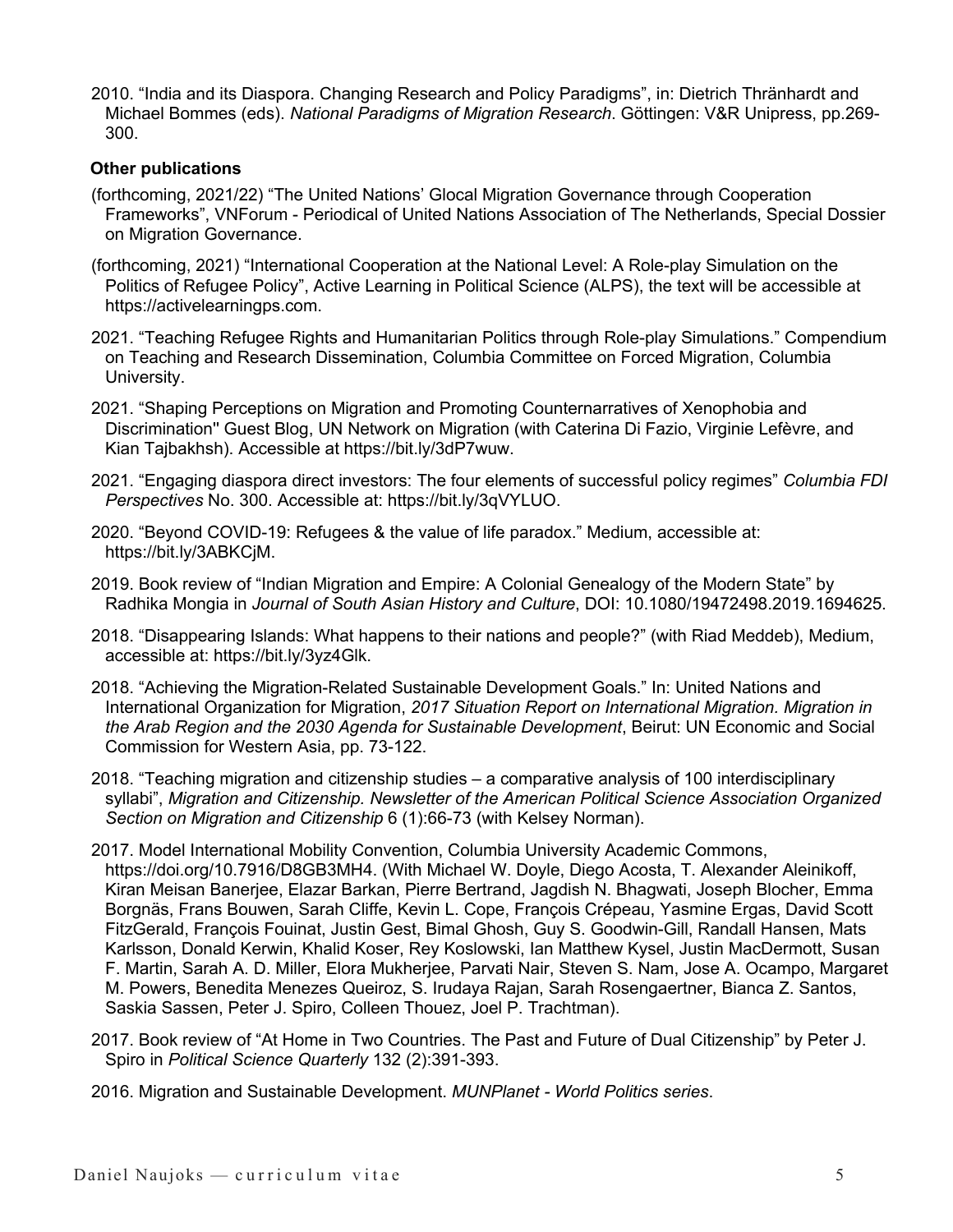2010. "India and its Diaspora. Changing Research and Policy Paradigms", in: Dietrich Thränhardt and Michael Bommes (eds). *National Paradigms of Migration Research*. Göttingen: V&R Unipress, pp.269-300.

**Other publications**

(forthcoming, 2021/22) "The United Nations' Glocal Migration Governance through Cooperation Frameworks", VNForum - Periodical of United Nations Association of The Netherlands, Special Dossier on Migration Governance.

(forthcoming, 2021) "International Cooperation at the National Level: A Role-play Simulation on the Politics of Refugee Policy", Active Learning in Political Science (ALPS), the text will be accessible at https://activelearningps.com.

2021. "Teaching Refugee Rights and Humanitarian Politics through Role-play Simulations." Compendium on Teaching and Research Dissemination, Columbia Committee on Forced Migration, Columbia University.

2021. "Shaping Perceptions on Migration and Promoting Counternarratives of Xenophobia and Discrimination'' Guest Blog, UN Network on Migration (with Caterina Di Fazio, Virginie Lefèvre, and Kian Tajbakhsh). Accessible at https://bit.ly/3dP7wuw.

2021. "Engaging diaspora direct investors: The four elements of successful policy regimes" *Columbia FDI Perspectives* No. 300. Accessible at: https://bit.ly/3qVYLUO.

2020. "Beyond COVID-19: Refugees & the value of life paradox." Medium, accessible at: https://bit.ly/3ABKCjM.

2019. Book review of "Indian Migration and Empire: A Colonial Genealogy of the Modern State" by Radhika Mongia in *Journal of South Asian History and Culture*, DOI: 10.1080/19472498.2019.1694625.

2018. "Disappearing Islands: What happens to their nations and people?" (with Riad Meddeb), Medium, accessible at: https://bit.ly/3yz4Glk.

2018. "Achieving the Migration-Related Sustainable Development Goals." In: United Nations and International Organization for Migration, *2017 Situation Report on International Migration. Migration in the Arab Region and the 2030 Agenda for Sustainable Development*, Beirut: UN Economic and Social Commission for Western Asia, pp. 73-122.

2018. "Teaching migration and citizenship studies – a comparative analysis of 100 interdisciplinary syllabi", *Migration and Citizenship. Newsletter of the American Political Science Association Organized Section on Migration and Citizenship* 6 (1):66-73 (with Kelsey Norman).

2017. Model International Mobility Convention, Columbia University Academic Commons, https://doi.org/10.7916/D8GB3MH4. (With Michael W. Doyle, Diego Acosta, T. Alexander Aleinikoff, Kiran Meisan Banerjee, Elazar Barkan, Pierre Bertrand, Jagdish N. Bhagwati, Joseph Blocher, Emma Borgnäs, Frans Bouwen, Sarah Cliffe, Kevin L. Cope, François Crépeau, Yasmine Ergas, David Scott FitzGerald, François Fouinat, Justin Gest, Bimal Ghosh, Guy S. Goodwin-Gill, Randall Hansen, Mats Karlsson, Donald Kerwin, Khalid Koser, Rey Koslowski, Ian Matthew Kysel, Justin MacDermott, Susan F. Martin, Sarah A. D. Miller, Elora Mukherjee, Parvati Nair, Steven S. Nam, Jose A. Ocampo, Margaret M. Powers, Benedita Menezes Queiroz, S. Irudaya Rajan, Sarah Rosengaertner, Bianca Z. Santos, Saskia Sassen, Peter J. Spiro, Colleen Thouez, Joel P. Trachtman).

2017. Book review of "At Home in Two Countries. The Past and Future of Dual Citizenship" by Peter J. Spiro in *Political Science Quarterly* 132 (2):391-393.

2016. Migration and Sustainable Development. *MUNPlanet - World Politics series*.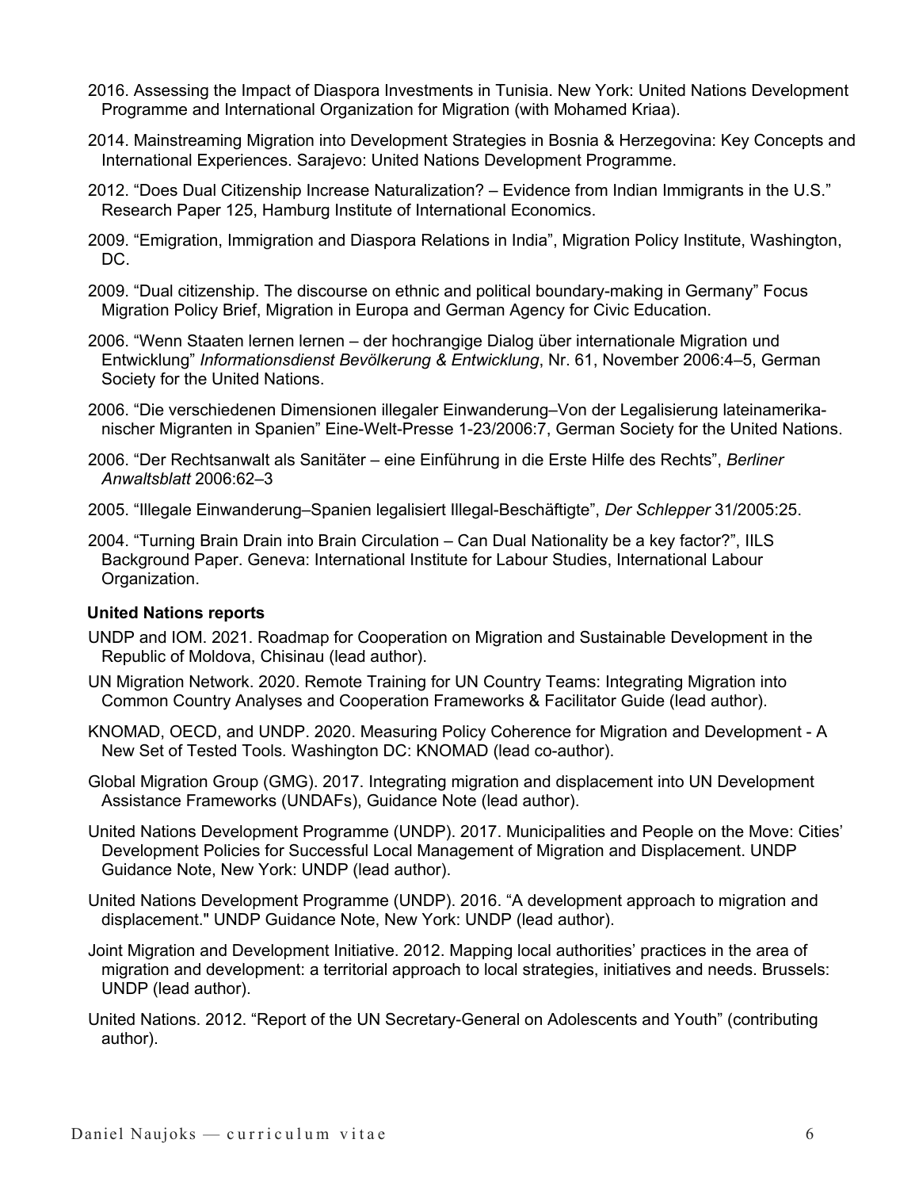2016. Assessing the Impact of Diaspora Investments in Tunisia. New York: United Nations Development Programme and International Organization for Migration (with Mohamed Kriaa).

2014. Mainstreaming Migration into Development Strategies in Bosnia & Herzegovina: Key Concepts and International Experiences. Sarajevo: United Nations Development Programme.

2012. "Does Dual Citizenship Increase Naturalization? – Evidence from Indian Immigrants in the U.S." Research Paper 125, Hamburg Institute of International Economics.

2009. "Emigration, Immigration and Diaspora Relations in India", Migration Policy Institute, Washington, DC.

2009. "Dual citizenship. The discourse on ethnic and political boundary-making in Germany" Focus Migration Policy Brief, Migration in Europa and German Agency for Civic Education.

2006. "Wenn Staaten lernen lernen – der hochrangige Dialog über internationale Migration und Entwicklung" *Informationsdienst Bevölkerung & Entwicklung*, Nr. 61, November 2006:4–5, German Society for the United Nations.

2006. "Die verschiedenen Dimensionen illegaler Einwanderung–Von der Legalisierung lateinamerikanischer Migranten in Spanien" Eine-Welt-Presse 1-23/2006:7, German Society for the United Nations.

2006. "Der Rechtsanwalt als Sanitäter – eine Einführung in die Erste Hilfe des Rechts", *Berliner Anwaltsblatt* 2006:62–3

2005. "Illegale Einwanderung–Spanien legalisiert Illegal-Beschäftigte", *Der Schlepper* 31/2005:25.

2004. "Turning Brain Drain into Brain Circulation – Can Dual Nationality be a key factor?", IILS Background Paper. Geneva: International Institute for Labour Studies, International Labour Organization.

**United Nations reports**

UNDP and IOM. 2021. Roadmap for Cooperation on Migration and Sustainable Development in the Republic of Moldova, Chisinau (lead author).

UN Migration Network. 2020. Remote Training for UN Country Teams: Integrating Migration into Common Country Analyses and Cooperation Frameworks & Facilitator Guide (lead author).

KNOMAD, OECD, and UNDP. 2020. Measuring Policy Coherence for Migration and Development - A New Set of Tested Tools. Washington DC: KNOMAD (lead co-author).

Global Migration Group (GMG). 2017. Integrating migration and displacement into UN Development Assistance Frameworks (UNDAFs), Guidance Note (lead author).

United Nations Development Programme (UNDP). 2017. Municipalities and People on the Move: Cities' Development Policies for Successful Local Management of Migration and Displacement. UNDP Guidance Note, New York: UNDP (lead author).

United Nations Development Programme (UNDP). 2016. "A development approach to migration and displacement." UNDP Guidance Note, New York: UNDP (lead author).

Joint Migration and Development Initiative. 2012. Mapping local authorities' practices in the area of migration and development: a territorial approach to local strategies, initiatives and needs. Brussels: UNDP (lead author).

United Nations. 2012. "Report of the UN Secretary-General on Adolescents and Youth" (contributing author).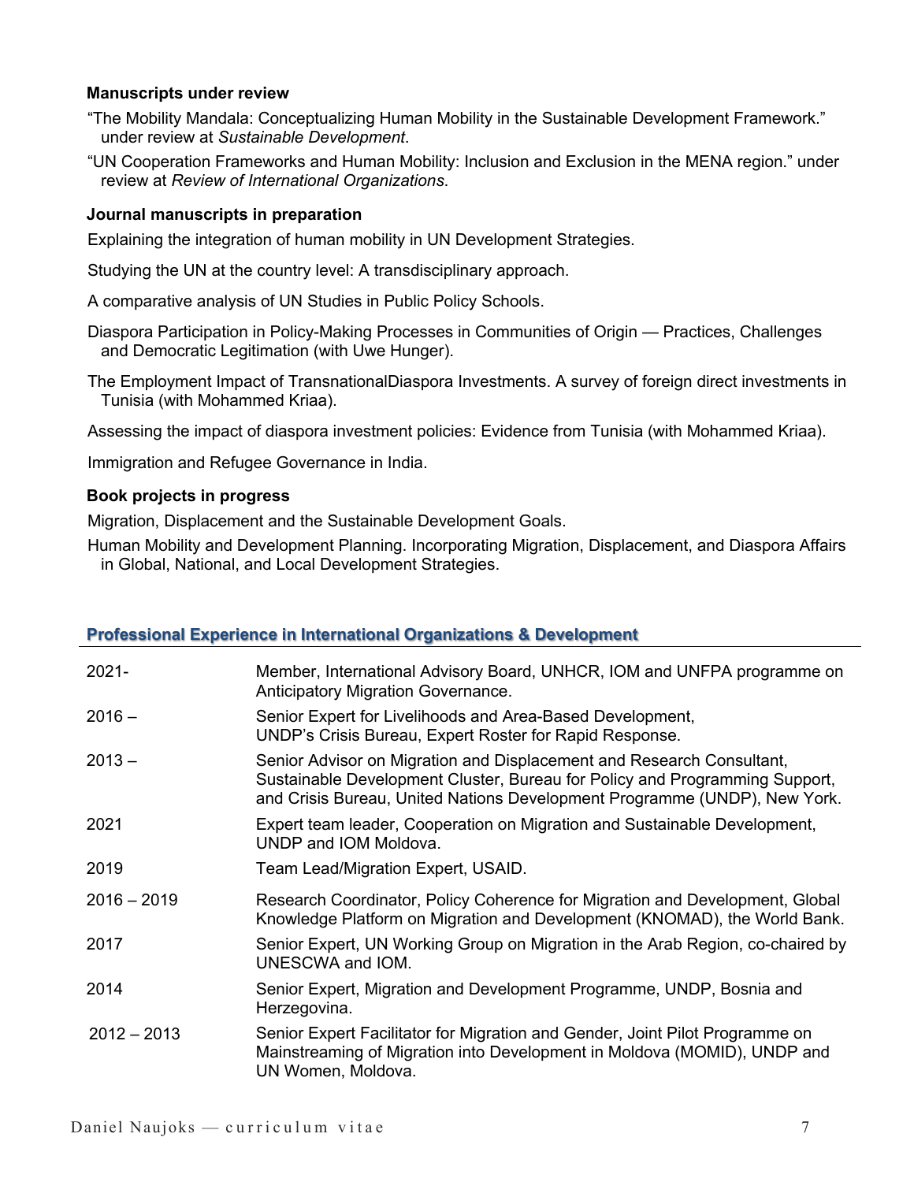### Manuscripts under review

"The Mobility Mandala: Conceptualizing Human Mobility in the Sustainable Development Framework." under review at *Sustainable Development*.

"UN Cooperation Frameworks and Human Mobility: Inclusion and Exclusion in the MENA region." under review at *Review of International Organizations*.

### Journal manuscripts in preparation

Explaining the integration of human mobility in UN Development Strategies.

Studying the UN at the country level: A transdisciplinary approach.

A comparative analysis of UN Studies in Public Policy Schools.

Diaspora Participation in Policy-Making Processes in Communities of Origin — Practices, Challenges and Democratic Legitimation (with Uwe Hunger).

The Employment Impact of TransnationalDiaspora Investments. A survey of foreign direct investments in Tunisia (with Mohammed Kriaa).

Assessing the impact of diaspora investment policies: Evidence from Tunisia (with Mohammed Kriaa).

Immigration and Refugee Governance in India.

### Book projects in progress

Migration, Displacement and the Sustainable Development Goals.

Human Mobility and Development Planning. Incorporating Migration, Displacement, and Diaspora Affairs in Global, National, and Local Development Strategies.

## Professional Experience in International Organizations & Development

| | |
|---|---|
| 2021- | Member, International Advisory Board, UNHCR, IOM and UNFPA programme on Anticipatory Migration Governance. |
| 2016 – | Senior Expert for Livelihoods and Area-Based Development, UNDP's Crisis Bureau, Expert Roster for Rapid Response. |
| 2013 – | Senior Advisor on Migration and Displacement and Research Consultant, Sustainable Development Cluster, Bureau for Policy and Programming Support, and Crisis Bureau, United Nations Development Programme (UNDP), New York. |
| 2021 | Expert team leader, Cooperation on Migration and Sustainable Development, UNDP and IOM Moldova. |
| 2019 | Team Lead/Migration Expert, USAID. |
| 2016 – 2019 | Research Coordinator, Policy Coherence for Migration and Development, Global Knowledge Platform on Migration and Development (KNOMAD), the World Bank. |
| 2017 | Senior Expert, UN Working Group on Migration in the Arab Region, co-chaired by UNESCWA and IOM. |
| 2014 | Senior Expert, Migration and Development Programme, UNDP, Bosnia and Herzegovina. |
| 2012 – 2013 | Senior Expert Facilitator for Migration and Gender, Joint Pilot Programme on Mainstreaming of Migration into Development in Moldova (MOMID), UNDP and UN Women, Moldova. |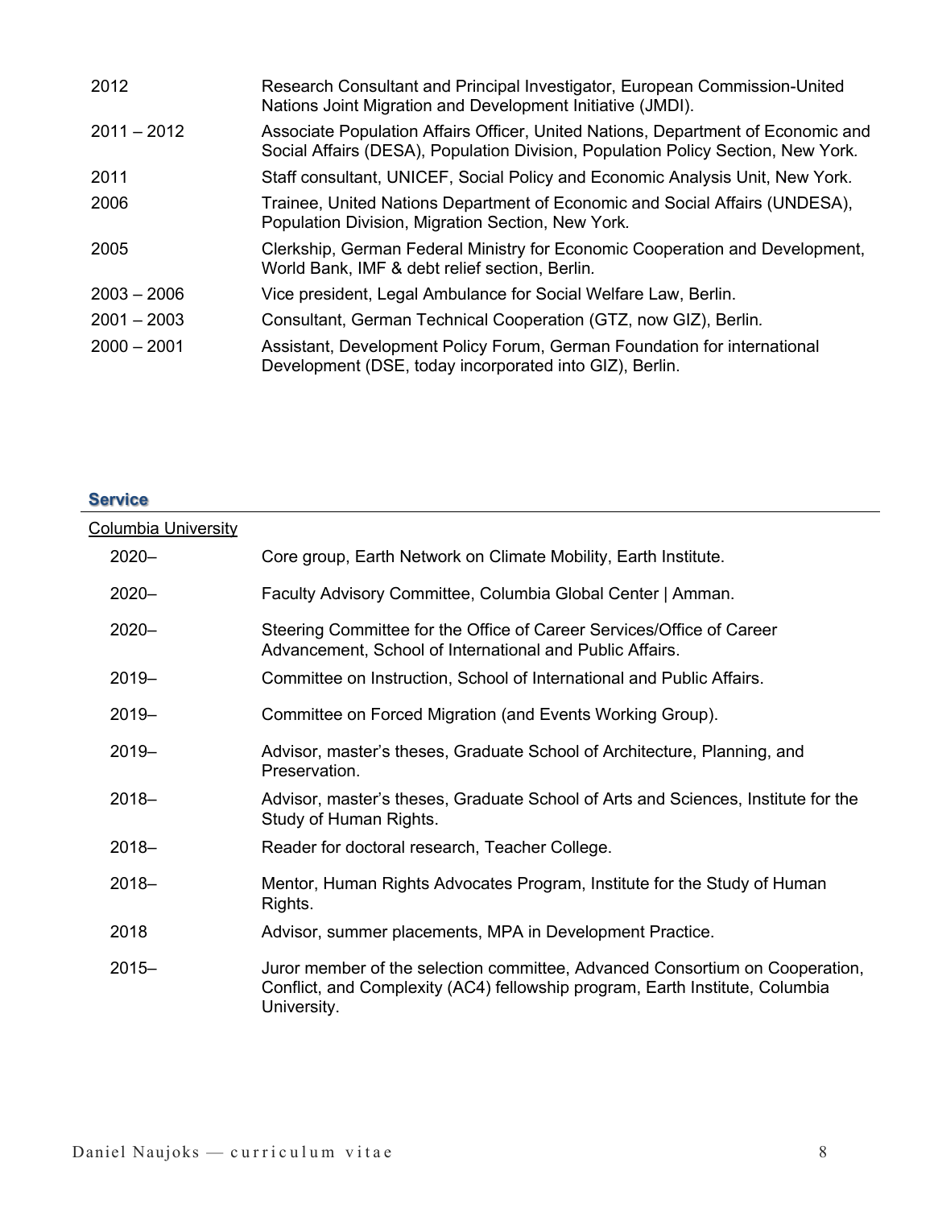| | |
|---|---|
| 2012 | Research Consultant and Principal Investigator, European Commission-United Nations Joint Migration and Development Initiative (JMDI). |
| 2011 – 2012 | Associate Population Affairs Officer, United Nations, Department of Economic and Social Affairs (DESA), Population Division, Population Policy Section, New York. |
| 2011 | Staff consultant, UNICEF, Social Policy and Economic Analysis Unit, New York. |
| 2006 | Trainee, United Nations Department of Economic and Social Affairs (UNDESA), Population Division, Migration Section, New York. |
| 2005 | Clerkship, German Federal Ministry for Economic Cooperation and Development, World Bank, IMF & debt relief section, Berlin. |
| 2003 – 2006 | Vice president, Legal Ambulance for Social Welfare Law, Berlin. |
| 2001 – 2003 | Consultant, German Technical Cooperation (GTZ, now GIZ), Berlin. |
| 2000 – 2001 | Assistant, Development Policy Forum, German Foundation for international Development (DSE, today incorporated into GIZ), Berlin. |

## Service

<u>Columbia University</u>

| | |
|---|---|
| 2020– | Core group, Earth Network on Climate Mobility, Earth Institute. |
| 2020– | Faculty Advisory Committee, Columbia Global Center \| Amman. |
| 2020– | Steering Committee for the Office of Career Services/Office of Career Advancement, School of International and Public Affairs. |
| 2019– | Committee on Instruction, School of International and Public Affairs. |
| 2019– | Committee on Forced Migration (and Events Working Group). |
| 2019– | Advisor, master's theses, Graduate School of Architecture, Planning, and Preservation. |
| 2018– | Advisor, master's theses, Graduate School of Arts and Sciences, Institute for the Study of Human Rights. |
| 2018– | Reader for doctoral research, Teacher College. |
| 2018– | Mentor, Human Rights Advocates Program, Institute for the Study of Human Rights. |
| 2018 | Advisor, summer placements, MPA in Development Practice. |
| 2015– | Juror member of the selection committee, Advanced Consortium on Cooperation, Conflict, and Complexity (AC4) fellowship program, Earth Institute, Columbia University. |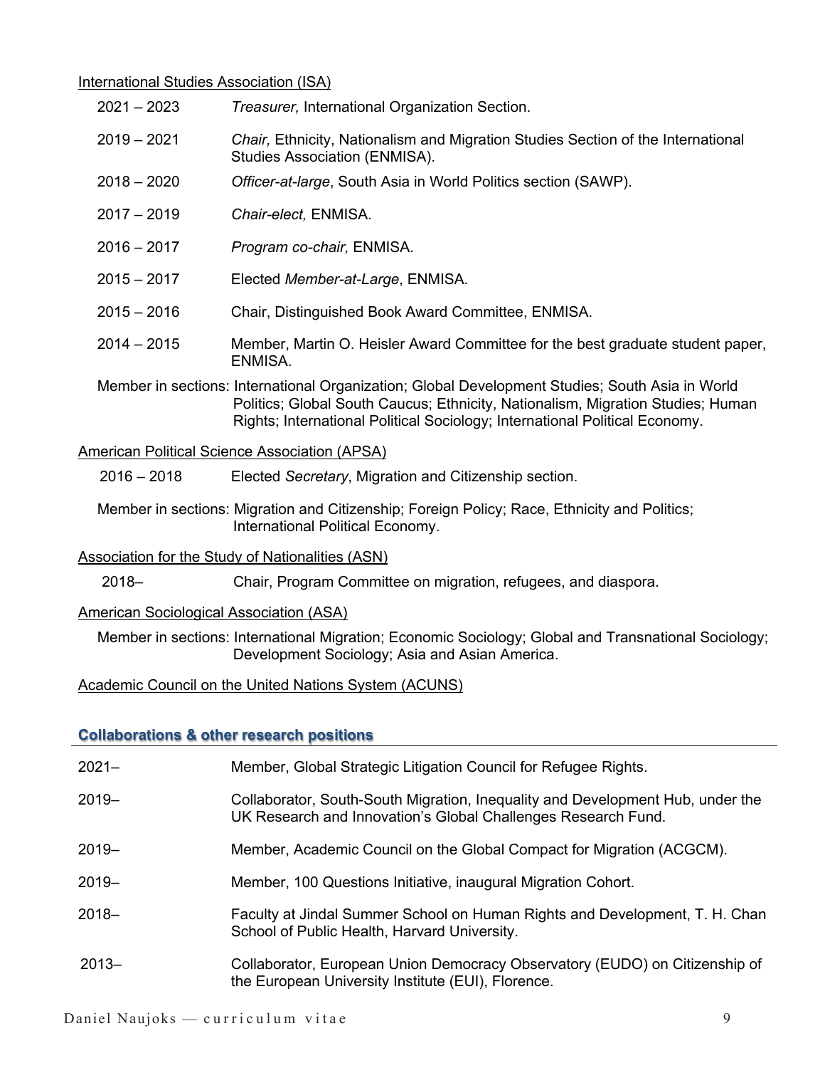International Studies Association (ISA)

2021 – 2023 *Treasurer,* International Organization Section.

2019 – 2021 *Chair,* Ethnicity, Nationalism and Migration Studies Section of the International Studies Association (ENMISA).

2018 – 2020 *Officer-at-large*, South Asia in World Politics section (SAWP).

2017 – 2019 *Chair-elect,* ENMISA.

2016 – 2017 *Program co-chair,* ENMISA.

2015 – 2017 Elected *Member-at-Large*, ENMISA.

2015 – 2016 Chair, Distinguished Book Award Committee, ENMISA.

2014 – 2015 Member, Martin O. Heisler Award Committee for the best graduate student paper, ENMISA.

Member in sections: International Organization; Global Development Studies; South Asia in World Politics; Global South Caucus; Ethnicity, Nationalism, Migration Studies; Human Rights; International Political Sociology; International Political Economy.

American Political Science Association (APSA)

2016 – 2018 Elected *Secretary*, Migration and Citizenship section.

Member in sections: Migration and Citizenship; Foreign Policy; Race, Ethnicity and Politics; International Political Economy.

Association for the Study of Nationalities (ASN)

2018– Chair, Program Committee on migration, refugees, and diaspora.

American Sociological Association (ASA)

Member in sections: International Migration; Economic Sociology; Global and Transnational Sociology; Development Sociology; Asia and Asian America.

Academic Council on the United Nations System (ACUNS)

## Collaborations & other research positions

2021– Member, Global Strategic Litigation Council for Refugee Rights.

2019– Collaborator, South-South Migration, Inequality and Development Hub, under the UK Research and Innovation's Global Challenges Research Fund.

2019– Member, Academic Council on the Global Compact for Migration (ACGCM).

2019– Member, 100 Questions Initiative, inaugural Migration Cohort.

2018– Faculty at Jindal Summer School on Human Rights and Development, T. H. Chan School of Public Health, Harvard University.

2013– Collaborator, European Union Democracy Observatory (EUDO) on Citizenship of the European University Institute (EUI), Florence.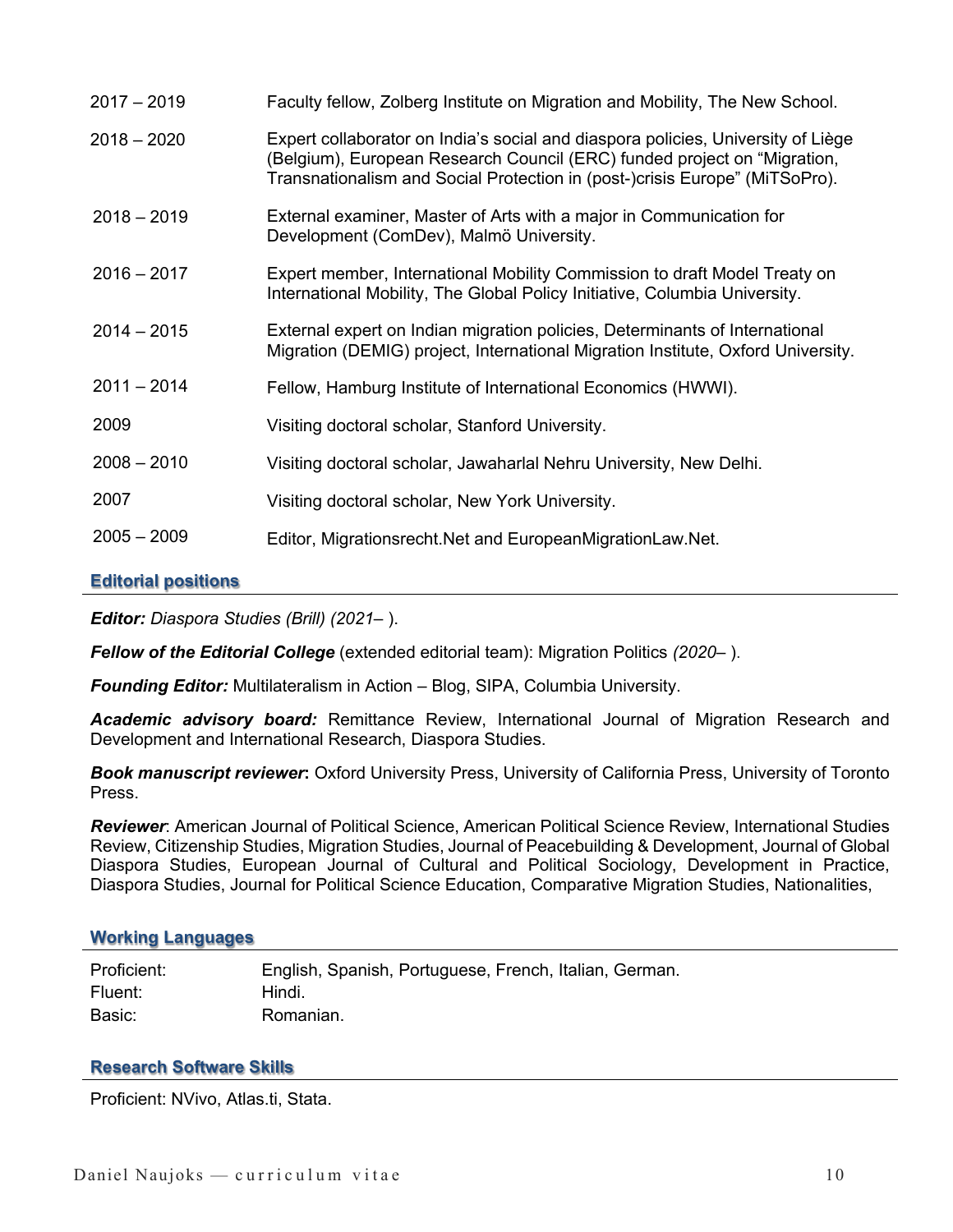| | |
|---|---|
| 2017 – 2019 | Faculty fellow, Zolberg Institute on Migration and Mobility, The New School. |
| 2018 – 2020 | Expert collaborator on India's social and diaspora policies, University of Liège (Belgium), European Research Council (ERC) funded project on "Migration, Transnationalism and Social Protection in (post-)crisis Europe" (MiTSoPro). |
| 2018 – 2019 | External examiner, Master of Arts with a major in Communication for Development (ComDev), Malmö University. |
| 2016 – 2017 | Expert member, International Mobility Commission to draft Model Treaty on International Mobility, The Global Policy Initiative, Columbia University. |
| 2014 – 2015 | External expert on Indian migration policies, Determinants of International Migration (DEMIG) project, International Migration Institute, Oxford University. |
| 2011 – 2014 | Fellow, Hamburg Institute of International Economics (HWWI). |
| 2009 | Visiting doctoral scholar, Stanford University. |
| 2008 – 2010 | Visiting doctoral scholar, Jawaharlal Nehru University, New Delhi. |
| 2007 | Visiting doctoral scholar, New York University. |
| 2005 – 2009 | Editor, Migrationsrecht.Net and EuropeanMigrationLaw.Net. |

## Editorial positions

***Editor:*** *Diaspora Studies (Brill) (2021*– ).

***Fellow of the Editorial College*** (extended editorial team): Migration Politics *(2020*– ).

***Founding Editor:*** Multilateralism in Action – Blog, SIPA, Columbia University.

***Academic advisory board:*** Remittance Review, International Journal of Migration Research and Development and International Research, Diaspora Studies.

***Book manuscript reviewer*****:** Oxford University Press, University of California Press, University of Toronto Press.

***Reviewer***: American Journal of Political Science, American Political Science Review, International Studies Review, Citizenship Studies, Migration Studies, Journal of Peacebuilding & Development, Journal of Global Diaspora Studies, European Journal of Cultural and Political Sociology, Development in Practice, Diaspora Studies, Journal for Political Science Education, Comparative Migration Studies, Nationalities,

## Working Languages

| | |
|---|---|
| Proficient: | English, Spanish, Portuguese, French, Italian, German. |
| Fluent: | Hindi. |
| Basic: | Romanian. |

## Research Software Skills

Proficient: NVivo, Atlas.ti, Stata.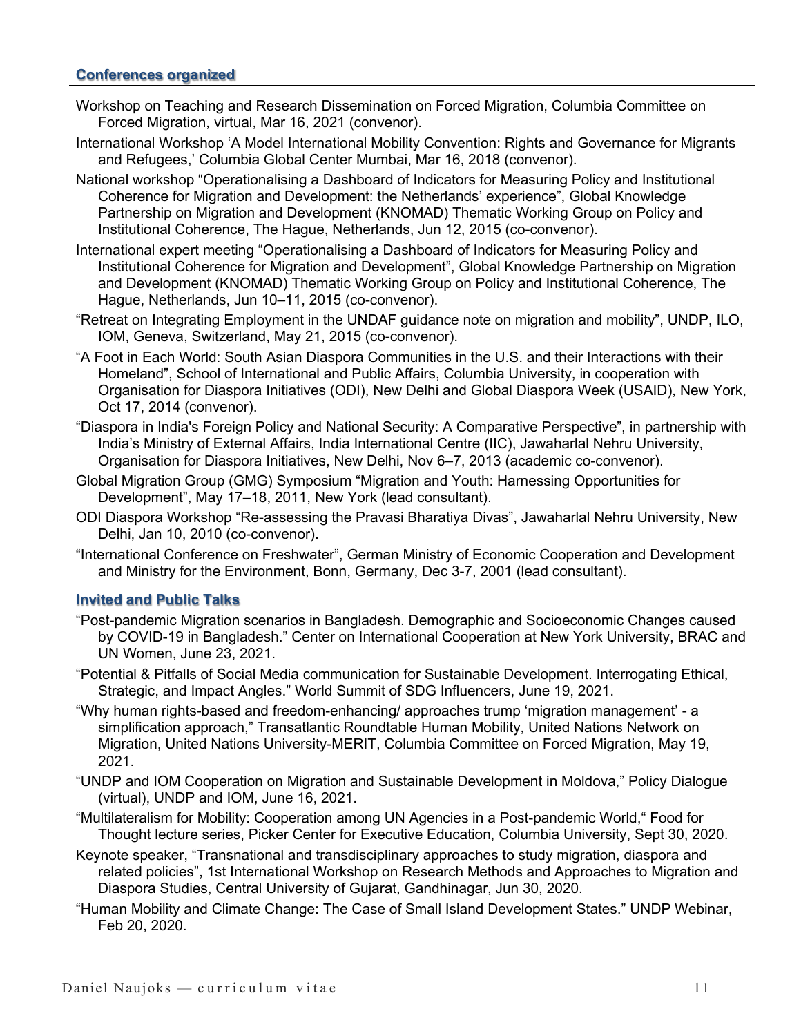## Conferences organized

Workshop on Teaching and Research Dissemination on Forced Migration, Columbia Committee on Forced Migration, virtual, Mar 16, 2021 (convenor).

International Workshop 'A Model International Mobility Convention: Rights and Governance for Migrants and Refugees,' Columbia Global Center Mumbai, Mar 16, 2018 (convenor).

National workshop "Operationalising a Dashboard of Indicators for Measuring Policy and Institutional Coherence for Migration and Development: the Netherlands' experience", Global Knowledge Partnership on Migration and Development (KNOMAD) Thematic Working Group on Policy and Institutional Coherence, The Hague, Netherlands, Jun 12, 2015 (co-convenor).

International expert meeting "Operationalising a Dashboard of Indicators for Measuring Policy and Institutional Coherence for Migration and Development", Global Knowledge Partnership on Migration and Development (KNOMAD) Thematic Working Group on Policy and Institutional Coherence, The Hague, Netherlands, Jun 10–11, 2015 (co-convenor).

"Retreat on Integrating Employment in the UNDAF guidance note on migration and mobility", UNDP, ILO, IOM, Geneva, Switzerland, May 21, 2015 (co-convenor).

"A Foot in Each World: South Asian Diaspora Communities in the U.S. and their Interactions with their Homeland", School of International and Public Affairs, Columbia University, in cooperation with Organisation for Diaspora Initiatives (ODI), New Delhi and Global Diaspora Week (USAID), New York, Oct 17, 2014 (convenor).

"Diaspora in India's Foreign Policy and National Security: A Comparative Perspective", in partnership with India's Ministry of External Affairs, India International Centre (IIC), Jawaharlal Nehru University, Organisation for Diaspora Initiatives, New Delhi, Nov 6–7, 2013 (academic co-convenor).

Global Migration Group (GMG) Symposium "Migration and Youth: Harnessing Opportunities for Development", May 17–18, 2011, New York (lead consultant).

ODI Diaspora Workshop "Re-assessing the Pravasi Bharatiya Divas", Jawaharlal Nehru University, New Delhi, Jan 10, 2010 (co-convenor).

"International Conference on Freshwater", German Ministry of Economic Cooperation and Development and Ministry for the Environment, Bonn, Germany, Dec 3-7, 2001 (lead consultant).

## Invited and Public Talks

"Post-pandemic Migration scenarios in Bangladesh. Demographic and Socioeconomic Changes caused by COVID-19 in Bangladesh." Center on International Cooperation at New York University, BRAC and UN Women, June 23, 2021.

"Potential & Pitfalls of Social Media communication for Sustainable Development. Interrogating Ethical, Strategic, and Impact Angles." World Summit of SDG Influencers, June 19, 2021.

"Why human rights-based and freedom-enhancing/ approaches trump 'migration management' - a simplification approach," Transatlantic Roundtable Human Mobility, United Nations Network on Migration, United Nations University-MERIT, Columbia Committee on Forced Migration, May 19, 2021.

"UNDP and IOM Cooperation on Migration and Sustainable Development in Moldova," Policy Dialogue (virtual), UNDP and IOM, June 16, 2021.

"Multilateralism for Mobility: Cooperation among UN Agencies in a Post-pandemic World," Food for Thought lecture series, Picker Center for Executive Education, Columbia University, Sept 30, 2020.

Keynote speaker, "Transnational and transdisciplinary approaches to study migration, diaspora and related policies", 1st International Workshop on Research Methods and Approaches to Migration and Diaspora Studies, Central University of Gujarat, Gandhinagar, Jun 30, 2020.

"Human Mobility and Climate Change: The Case of Small Island Development States." UNDP Webinar, Feb 20, 2020.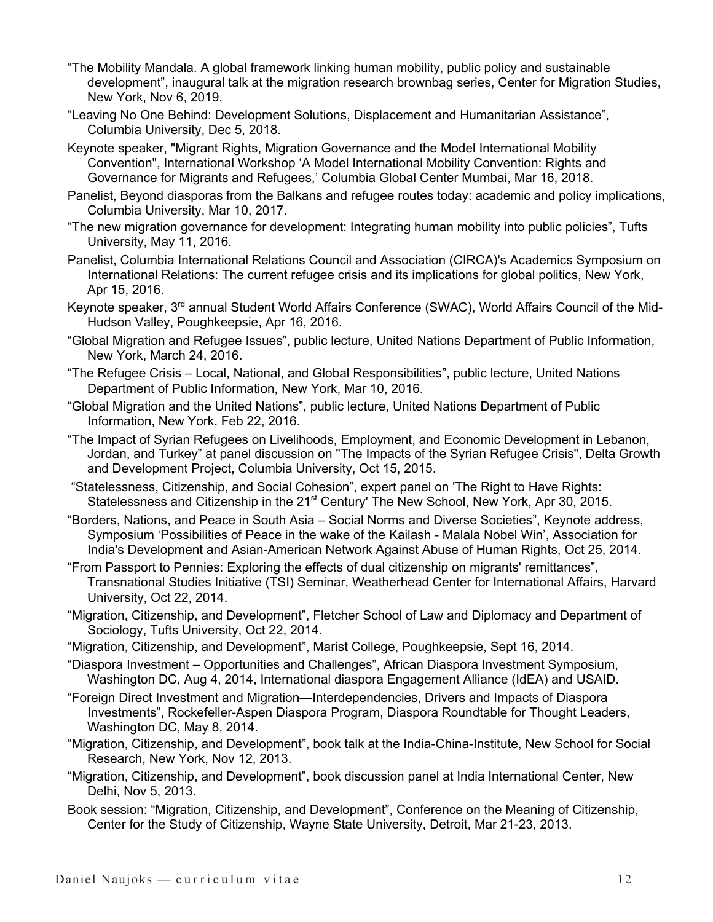"The Mobility Mandala. A global framework linking human mobility, public policy and sustainable development", inaugural talk at the migration research brownbag series, Center for Migration Studies, New York, Nov 6, 2019.

"Leaving No One Behind: Development Solutions, Displacement and Humanitarian Assistance", Columbia University, Dec 5, 2018.

Keynote speaker, "Migrant Rights, Migration Governance and the Model International Mobility Convention", International Workshop 'A Model International Mobility Convention: Rights and Governance for Migrants and Refugees,' Columbia Global Center Mumbai, Mar 16, 2018.

Panelist, Beyond diasporas from the Balkans and refugee routes today: academic and policy implications, Columbia University, Mar 10, 2017.

"The new migration governance for development: Integrating human mobility into public policies", Tufts University, May 11, 2016.

Panelist, Columbia International Relations Council and Association (CIRCA)'s Academics Symposium on International Relations: The current refugee crisis and its implications for global politics, New York, Apr 15, 2016.

Keynote speaker, 3rd annual Student World Affairs Conference (SWAC), World Affairs Council of the Mid-Hudson Valley, Poughkeepsie, Apr 16, 2016.

"Global Migration and Refugee Issues", public lecture, United Nations Department of Public Information, New York, March 24, 2016.

"The Refugee Crisis – Local, National, and Global Responsibilities", public lecture, United Nations Department of Public Information, New York, Mar 10, 2016.

"Global Migration and the United Nations", public lecture, United Nations Department of Public Information, New York, Feb 22, 2016.

"The Impact of Syrian Refugees on Livelihoods, Employment, and Economic Development in Lebanon, Jordan, and Turkey" at panel discussion on "The Impacts of the Syrian Refugee Crisis", Delta Growth and Development Project, Columbia University, Oct 15, 2015.

"Statelessness, Citizenship, and Social Cohesion", expert panel on 'The Right to Have Rights: Statelessness and Citizenship in the 21st Century' The New School, New York, Apr 30, 2015.

"Borders, Nations, and Peace in South Asia – Social Norms and Diverse Societies", Keynote address, Symposium 'Possibilities of Peace in the wake of the Kailash - Malala Nobel Win', Association for India's Development and Asian-American Network Against Abuse of Human Rights, Oct 25, 2014.

"From Passport to Pennies: Exploring the effects of dual citizenship on migrants' remittances", Transnational Studies Initiative (TSI) Seminar, Weatherhead Center for International Affairs, Harvard University, Oct 22, 2014.

"Migration, Citizenship, and Development", Fletcher School of Law and Diplomacy and Department of Sociology, Tufts University, Oct 22, 2014.

"Migration, Citizenship, and Development", Marist College, Poughkeepsie, Sept 16, 2014.

"Diaspora Investment – Opportunities and Challenges", African Diaspora Investment Symposium, Washington DC, Aug 4, 2014, International diaspora Engagement Alliance (IdEA) and USAID.

"Foreign Direct Investment and Migration—Interdependencies, Drivers and Impacts of Diaspora Investments", Rockefeller-Aspen Diaspora Program, Diaspora Roundtable for Thought Leaders, Washington DC, May 8, 2014.

"Migration, Citizenship, and Development", book talk at the India-China-Institute, New School for Social Research, New York, Nov 12, 2013.

"Migration, Citizenship, and Development", book discussion panel at India International Center, New Delhi, Nov 5, 2013.

Book session: "Migration, Citizenship, and Development", Conference on the Meaning of Citizenship, Center for the Study of Citizenship, Wayne State University, Detroit, Mar 21-23, 2013.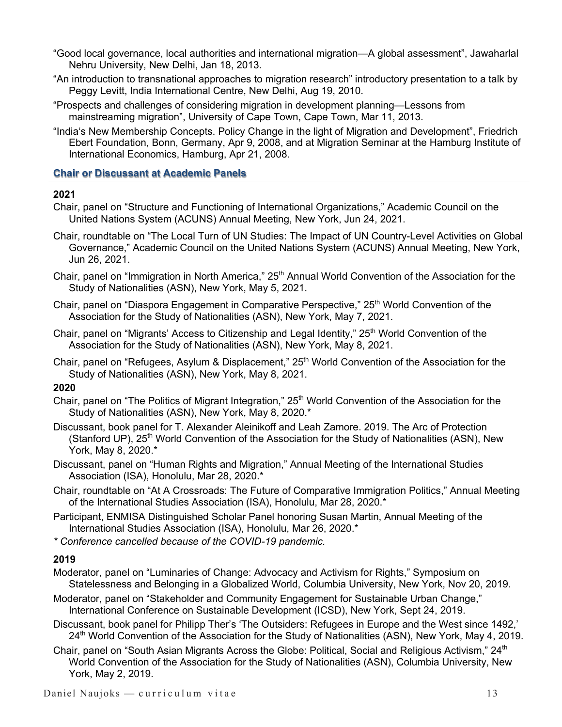"Good local governance, local authorities and international migration—A global assessment", Jawaharlal Nehru University, New Delhi, Jan 18, 2013.

"An introduction to transnational approaches to migration research" introductory presentation to a talk by Peggy Levitt, India International Centre, New Delhi, Aug 19, 2010.

"Prospects and challenges of considering migration in development planning—Lessons from mainstreaming migration", University of Cape Town, Cape Town, Mar 11, 2013.

"India's New Membership Concepts. Policy Change in the light of Migration and Development", Friedrich Ebert Foundation, Bonn, Germany, Apr 9, 2008, and at Migration Seminar at the Hamburg Institute of International Economics, Hamburg, Apr 21, 2008.

## Chair or Discussant at Academic Panels

**2021**

Chair, panel on "Structure and Functioning of International Organizations," Academic Council on the United Nations System (ACUNS) Annual Meeting, New York, Jun 24, 2021.

Chair, roundtable on "The Local Turn of UN Studies: The Impact of UN Country-Level Activities on Global Governance," Academic Council on the United Nations System (ACUNS) Annual Meeting, New York, Jun 26, 2021.

Chair, panel on "Immigration in North America," 25th Annual World Convention of the Association for the Study of Nationalities (ASN), New York, May 5, 2021.

Chair, panel on "Diaspora Engagement in Comparative Perspective," 25th World Convention of the Association for the Study of Nationalities (ASN), New York, May 7, 2021.

Chair, panel on "Migrants' Access to Citizenship and Legal Identity," 25th World Convention of the Association for the Study of Nationalities (ASN), New York, May 8, 2021.

Chair, panel on "Refugees, Asylum & Displacement," 25th World Convention of the Association for the Study of Nationalities (ASN), New York, May 8, 2021.

**2020**

Chair, panel on "The Politics of Migrant Integration," 25th World Convention of the Association for the Study of Nationalities (ASN), New York, May 8, 2020.*

Discussant, book panel for T. Alexander Aleinikoff and Leah Zamore. 2019. The Arc of Protection (Stanford UP), 25th World Convention of the Association for the Study of Nationalities (ASN), New York, May 8, 2020.*

Discussant, panel on "Human Rights and Migration," Annual Meeting of the International Studies Association (ISA), Honolulu, Mar 28, 2020.*

Chair, roundtable on "At A Crossroads: The Future of Comparative Immigration Politics," Annual Meeting of the International Studies Association (ISA), Honolulu, Mar 28, 2020.*

Participant, ENMISA Distinguished Scholar Panel honoring Susan Martin, Annual Meeting of the International Studies Association (ISA), Honolulu, Mar 26, 2020.*

*\* Conference cancelled because of the COVID-19 pandemic.*

**2019**

Moderator, panel on "Luminaries of Change: Advocacy and Activism for Rights," Symposium on Statelessness and Belonging in a Globalized World, Columbia University, New York, Nov 20, 2019.

Moderator, panel on "Stakeholder and Community Engagement for Sustainable Urban Change," International Conference on Sustainable Development (ICSD), New York, Sept 24, 2019.

Discussant, book panel for Philipp Ther's 'The Outsiders: Refugees in Europe and the West since 1492,' 24th World Convention of the Association for the Study of Nationalities (ASN), New York, May 4, 2019.

Chair, panel on "South Asian Migrants Across the Globe: Political, Social and Religious Activism," 24th World Convention of the Association for the Study of Nationalities (ASN), Columbia University, New York, May 2, 2019.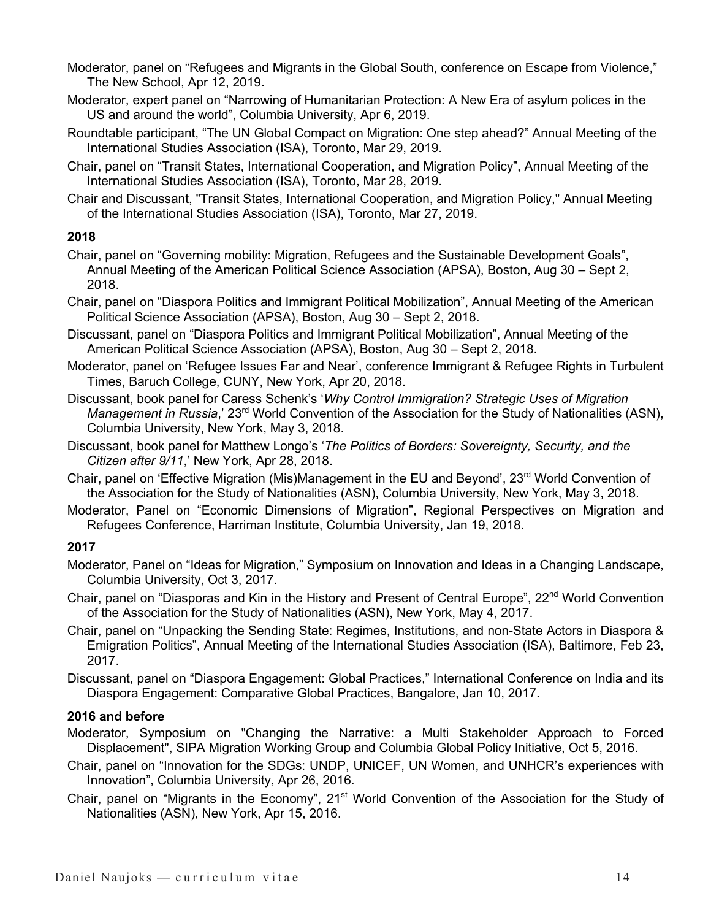Moderator, panel on "Refugees and Migrants in the Global South, conference on Escape from Violence," The New School, Apr 12, 2019.

Moderator, expert panel on "Narrowing of Humanitarian Protection: A New Era of asylum polices in the US and around the world", Columbia University, Apr 6, 2019.

Roundtable participant, "The UN Global Compact on Migration: One step ahead?" Annual Meeting of the International Studies Association (ISA), Toronto, Mar 29, 2019.

Chair, panel on "Transit States, International Cooperation, and Migration Policy", Annual Meeting of the International Studies Association (ISA), Toronto, Mar 28, 2019.

Chair and Discussant, "Transit States, International Cooperation, and Migration Policy," Annual Meeting of the International Studies Association (ISA), Toronto, Mar 27, 2019.

**2018**

Chair, panel on "Governing mobility: Migration, Refugees and the Sustainable Development Goals", Annual Meeting of the American Political Science Association (APSA), Boston, Aug 30 – Sept 2, 2018.

Chair, panel on "Diaspora Politics and Immigrant Political Mobilization", Annual Meeting of the American Political Science Association (APSA), Boston, Aug 30 – Sept 2, 2018.

Discussant, panel on "Diaspora Politics and Immigrant Political Mobilization", Annual Meeting of the American Political Science Association (APSA), Boston, Aug 30 – Sept 2, 2018.

Moderator, panel on 'Refugee Issues Far and Near', conference Immigrant & Refugee Rights in Turbulent Times, Baruch College, CUNY, New York, Apr 20, 2018.

Discussant, book panel for Caress Schenk's '*Why Control Immigration? Strategic Uses of Migration Management in Russia*,' 23rd World Convention of the Association for the Study of Nationalities (ASN), Columbia University, New York, May 3, 2018.

Discussant, book panel for Matthew Longo's '*The Politics of Borders: Sovereignty, Security, and the Citizen after 9/11*,' New York, Apr 28, 2018.

Chair, panel on 'Effective Migration (Mis)Management in the EU and Beyond', 23rd World Convention of the Association for the Study of Nationalities (ASN), Columbia University, New York, May 3, 2018.

Moderator, Panel on "Economic Dimensions of Migration", Regional Perspectives on Migration and Refugees Conference, Harriman Institute, Columbia University, Jan 19, 2018.

**2017**

Moderator, Panel on "Ideas for Migration," Symposium on Innovation and Ideas in a Changing Landscape, Columbia University, Oct 3, 2017.

Chair, panel on "Diasporas and Kin in the History and Present of Central Europe", 22nd World Convention of the Association for the Study of Nationalities (ASN), New York, May 4, 2017.

Chair, panel on "Unpacking the Sending State: Regimes, Institutions, and non-State Actors in Diaspora & Emigration Politics", Annual Meeting of the International Studies Association (ISA), Baltimore, Feb 23, 2017.

Discussant, panel on "Diaspora Engagement: Global Practices," International Conference on India and its Diaspora Engagement: Comparative Global Practices, Bangalore, Jan 10, 2017.

**2016 and before**

Moderator, Symposium on "Changing the Narrative: a Multi Stakeholder Approach to Forced Displacement", SIPA Migration Working Group and Columbia Global Policy Initiative, Oct 5, 2016.

Chair, panel on "Innovation for the SDGs: UNDP, UNICEF, UN Women, and UNHCR's experiences with Innovation", Columbia University, Apr 26, 2016.

Chair, panel on "Migrants in the Economy", 21st World Convention of the Association for the Study of Nationalities (ASN), New York, Apr 15, 2016.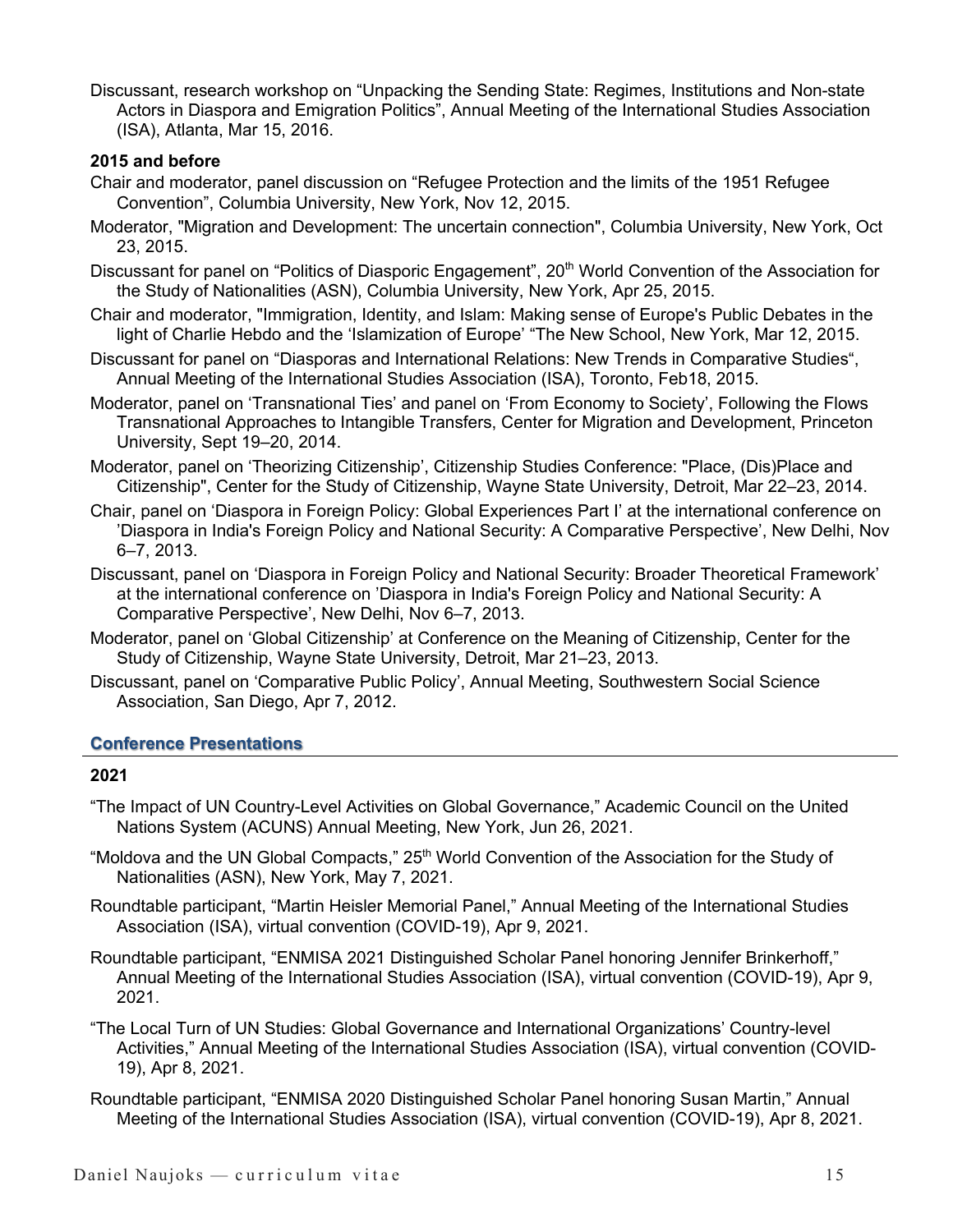Discussant, research workshop on "Unpacking the Sending State: Regimes, Institutions and Non-state Actors in Diaspora and Emigration Politics", Annual Meeting of the International Studies Association (ISA), Atlanta, Mar 15, 2016.

**2015 and before**

Chair and moderator, panel discussion on "Refugee Protection and the limits of the 1951 Refugee Convention", Columbia University, New York, Nov 12, 2015.

Moderator, "Migration and Development: The uncertain connection", Columbia University, New York, Oct 23, 2015.

Discussant for panel on "Politics of Diasporic Engagement", 20th World Convention of the Association for the Study of Nationalities (ASN), Columbia University, New York, Apr 25, 2015.

Chair and moderator, "Immigration, Identity, and Islam: Making sense of Europe's Public Debates in the light of Charlie Hebdo and the 'Islamization of Europe' "The New School, New York, Mar 12, 2015.

Discussant for panel on "Diasporas and International Relations: New Trends in Comparative Studies", Annual Meeting of the International Studies Association (ISA), Toronto, Feb18, 2015.

Moderator, panel on 'Transnational Ties' and panel on 'From Economy to Society', Following the Flows Transnational Approaches to Intangible Transfers, Center for Migration and Development, Princeton University, Sept 19–20, 2014.

Moderator, panel on 'Theorizing Citizenship', Citizenship Studies Conference: "Place, (Dis)Place and Citizenship", Center for the Study of Citizenship, Wayne State University, Detroit, Mar 22–23, 2014.

Chair, panel on 'Diaspora in Foreign Policy: Global Experiences Part I' at the international conference on 'Diaspora in India's Foreign Policy and National Security: A Comparative Perspective', New Delhi, Nov 6–7, 2013.

Discussant, panel on 'Diaspora in Foreign Policy and National Security: Broader Theoretical Framework' at the international conference on 'Diaspora in India's Foreign Policy and National Security: A Comparative Perspective', New Delhi, Nov 6–7, 2013.

Moderator, panel on 'Global Citizenship' at Conference on the Meaning of Citizenship, Center for the Study of Citizenship, Wayne State University, Detroit, Mar 21–23, 2013.

Discussant, panel on 'Comparative Public Policy', Annual Meeting, Southwestern Social Science Association, San Diego, Apr 7, 2012.

## Conference Presentations

**2021**

"The Impact of UN Country-Level Activities on Global Governance," Academic Council on the United Nations System (ACUNS) Annual Meeting, New York, Jun 26, 2021.

"Moldova and the UN Global Compacts," 25th World Convention of the Association for the Study of Nationalities (ASN), New York, May 7, 2021.

Roundtable participant, "Martin Heisler Memorial Panel," Annual Meeting of the International Studies Association (ISA), virtual convention (COVID-19), Apr 9, 2021.

Roundtable participant, "ENMISA 2021 Distinguished Scholar Panel honoring Jennifer Brinkerhoff," Annual Meeting of the International Studies Association (ISA), virtual convention (COVID-19), Apr 9, 2021.

"The Local Turn of UN Studies: Global Governance and International Organizations' Country-level Activities," Annual Meeting of the International Studies Association (ISA), virtual convention (COVID-19), Apr 8, 2021.

Roundtable participant, "ENMISA 2020 Distinguished Scholar Panel honoring Susan Martin," Annual Meeting of the International Studies Association (ISA), virtual convention (COVID-19), Apr 8, 2021.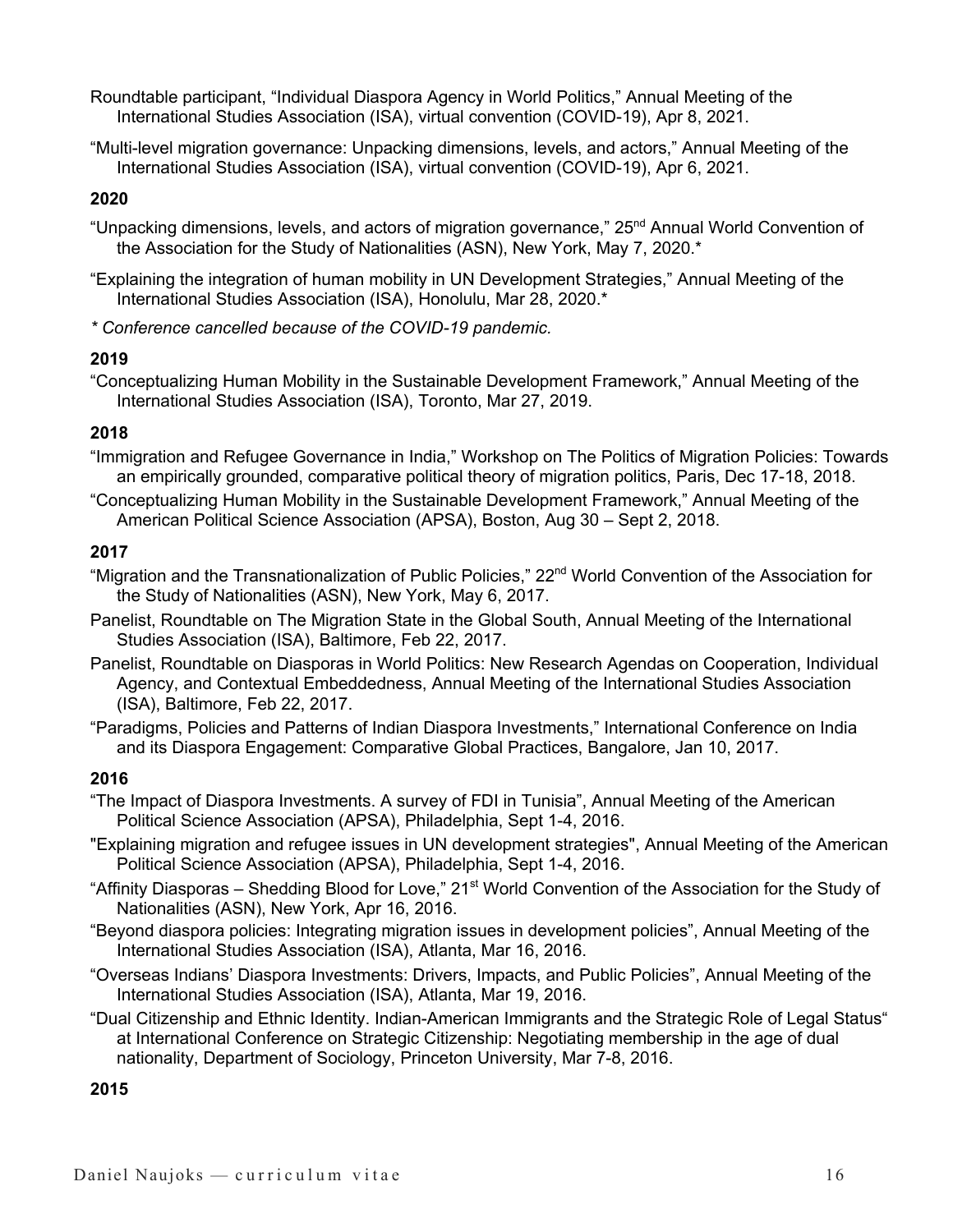Roundtable participant, "Individual Diaspora Agency in World Politics," Annual Meeting of the International Studies Association (ISA), virtual convention (COVID-19), Apr 8, 2021.

"Multi-level migration governance: Unpacking dimensions, levels, and actors," Annual Meeting of the International Studies Association (ISA), virtual convention (COVID-19), Apr 6, 2021.

**2020**

"Unpacking dimensions, levels, and actors of migration governance," 25th Annual World Convention of the Association for the Study of Nationalities (ASN), New York, May 7, 2020.*

"Explaining the integration of human mobility in UN Development Strategies," Annual Meeting of the International Studies Association (ISA), Honolulu, Mar 28, 2020.*

*\* Conference cancelled because of the COVID-19 pandemic.*

**2019**

"Conceptualizing Human Mobility in the Sustainable Development Framework," Annual Meeting of the International Studies Association (ISA), Toronto, Mar 27, 2019.

**2018**

"Immigration and Refugee Governance in India," Workshop on The Politics of Migration Policies: Towards an empirically grounded, comparative political theory of migration politics, Paris, Dec 17-18, 2018.

"Conceptualizing Human Mobility in the Sustainable Development Framework," Annual Meeting of the American Political Science Association (APSA), Boston, Aug 30 – Sept 2, 2018.

**2017**

"Migration and the Transnationalization of Public Policies," 22nd World Convention of the Association for the Study of Nationalities (ASN), New York, May 6, 2017.

Panelist, Roundtable on The Migration State in the Global South, Annual Meeting of the International Studies Association (ISA), Baltimore, Feb 22, 2017.

Panelist, Roundtable on Diasporas in World Politics: New Research Agendas on Cooperation, Individual Agency, and Contextual Embeddedness, Annual Meeting of the International Studies Association (ISA), Baltimore, Feb 22, 2017.

"Paradigms, Policies and Patterns of Indian Diaspora Investments," International Conference on India and its Diaspora Engagement: Comparative Global Practices, Bangalore, Jan 10, 2017.

**2016**

"The Impact of Diaspora Investments. A survey of FDI in Tunisia", Annual Meeting of the American Political Science Association (APSA), Philadelphia, Sept 1-4, 2016.

"Explaining migration and refugee issues in UN development strategies", Annual Meeting of the American Political Science Association (APSA), Philadelphia, Sept 1-4, 2016.

"Affinity Diasporas – Shedding Blood for Love," 21st World Convention of the Association for the Study of Nationalities (ASN), New York, Apr 16, 2016.

"Beyond diaspora policies: Integrating migration issues in development policies", Annual Meeting of the International Studies Association (ISA), Atlanta, Mar 16, 2016.

"Overseas Indians' Diaspora Investments: Drivers, Impacts, and Public Policies", Annual Meeting of the International Studies Association (ISA), Atlanta, Mar 19, 2016.

"Dual Citizenship and Ethnic Identity. Indian-American Immigrants and the Strategic Role of Legal Status" at International Conference on Strategic Citizenship: Negotiating membership in the age of dual nationality, Department of Sociology, Princeton University, Mar 7-8, 2016.

**2015**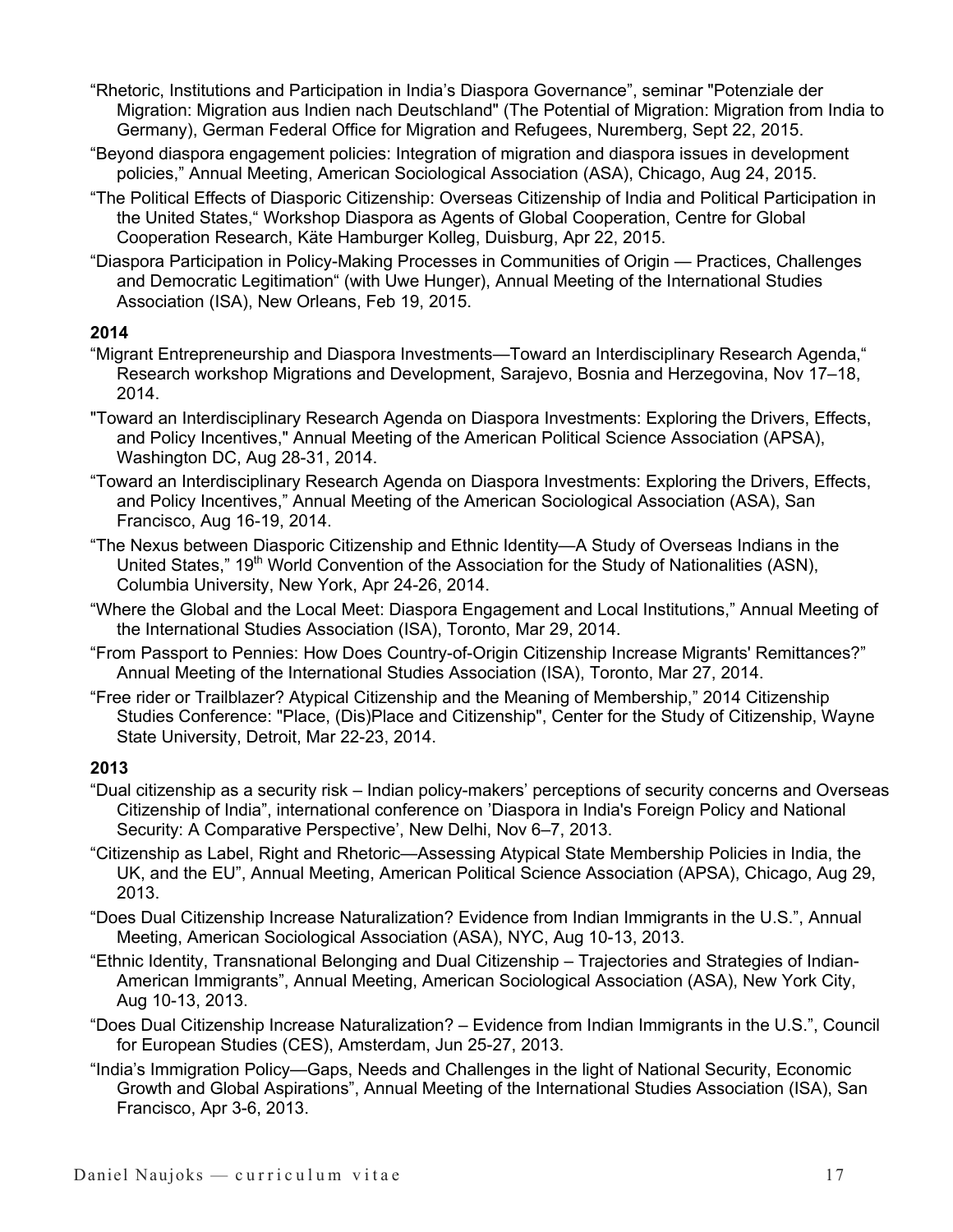"Rhetoric, Institutions and Participation in India's Diaspora Governance", seminar "Potenziale der Migration: Migration aus Indien nach Deutschland" (The Potential of Migration: Migration from India to Germany), German Federal Office for Migration and Refugees, Nuremberg, Sept 22, 2015.

"Beyond diaspora engagement policies: Integration of migration and diaspora issues in development policies," Annual Meeting, American Sociological Association (ASA), Chicago, Aug 24, 2015.

"The Political Effects of Diasporic Citizenship: Overseas Citizenship of India and Political Participation in the United States," Workshop Diaspora as Agents of Global Cooperation, Centre for Global Cooperation Research, Käte Hamburger Kolleg, Duisburg, Apr 22, 2015.

"Diaspora Participation in Policy-Making Processes in Communities of Origin — Practices, Challenges and Democratic Legitimation" (with Uwe Hunger), Annual Meeting of the International Studies Association (ISA), New Orleans, Feb 19, 2015.

**2014**

"Migrant Entrepreneurship and Diaspora Investments—Toward an Interdisciplinary Research Agenda," Research workshop Migrations and Development, Sarajevo, Bosnia and Herzegovina, Nov 17–18, 2014.

"Toward an Interdisciplinary Research Agenda on Diaspora Investments: Exploring the Drivers, Effects, and Policy Incentives," Annual Meeting of the American Political Science Association (APSA), Washington DC, Aug 28-31, 2014.

"Toward an Interdisciplinary Research Agenda on Diaspora Investments: Exploring the Drivers, Effects, and Policy Incentives," Annual Meeting of the American Sociological Association (ASA), San Francisco, Aug 16-19, 2014.

"The Nexus between Diasporic Citizenship and Ethnic Identity—A Study of Overseas Indians in the United States," 19th World Convention of the Association for the Study of Nationalities (ASN), Columbia University, New York, Apr 24-26, 2014.

"Where the Global and the Local Meet: Diaspora Engagement and Local Institutions," Annual Meeting of the International Studies Association (ISA), Toronto, Mar 29, 2014.

"From Passport to Pennies: How Does Country-of-Origin Citizenship Increase Migrants' Remittances?" Annual Meeting of the International Studies Association (ISA), Toronto, Mar 27, 2014.

"Free rider or Trailblazer? Atypical Citizenship and the Meaning of Membership," 2014 Citizenship Studies Conference: "Place, (Dis)Place and Citizenship", Center for the Study of Citizenship, Wayne State University, Detroit, Mar 22-23, 2014.

**2013**

"Dual citizenship as a security risk – Indian policy-makers' perceptions of security concerns and Overseas Citizenship of India", international conference on 'Diaspora in India's Foreign Policy and National Security: A Comparative Perspective', New Delhi, Nov 6–7, 2013.

"Citizenship as Label, Right and Rhetoric—Assessing Atypical State Membership Policies in India, the UK, and the EU", Annual Meeting, American Political Science Association (APSA), Chicago, Aug 29, 2013.

"Does Dual Citizenship Increase Naturalization? Evidence from Indian Immigrants in the U.S.", Annual Meeting, American Sociological Association (ASA), NYC, Aug 10-13, 2013.

"Ethnic Identity, Transnational Belonging and Dual Citizenship – Trajectories and Strategies of Indian-American Immigrants", Annual Meeting, American Sociological Association (ASA), New York City, Aug 10-13, 2013.

"Does Dual Citizenship Increase Naturalization? – Evidence from Indian Immigrants in the U.S.", Council for European Studies (CES), Amsterdam, Jun 25-27, 2013.

"India's Immigration Policy—Gaps, Needs and Challenges in the light of National Security, Economic Growth and Global Aspirations", Annual Meeting of the International Studies Association (ISA), San Francisco, Apr 3-6, 2013.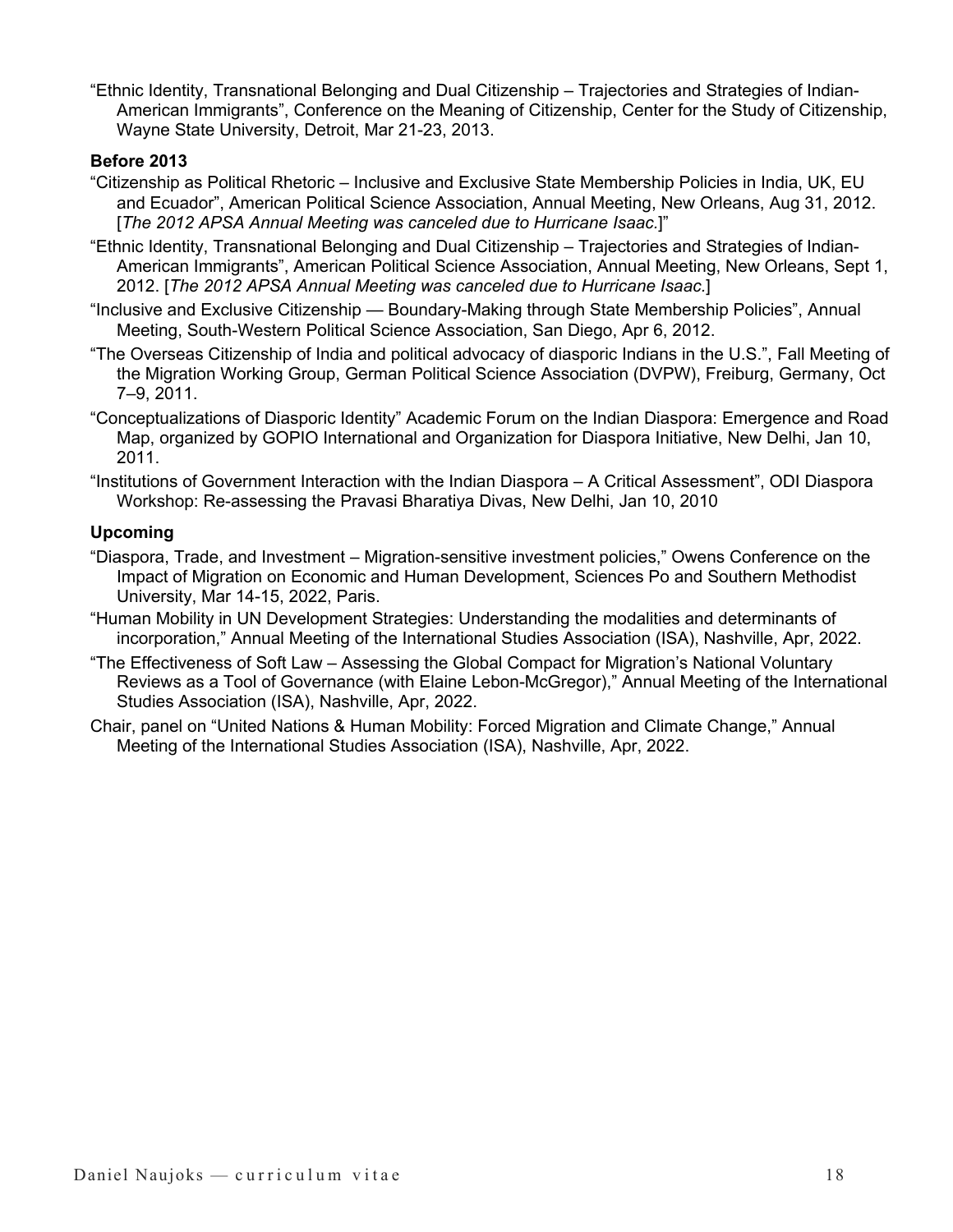"Ethnic Identity, Transnational Belonging and Dual Citizenship – Trajectories and Strategies of Indian-American Immigrants", Conference on the Meaning of Citizenship, Center for the Study of Citizenship, Wayne State University, Detroit, Mar 21-23, 2013.

**Before 2013**

"Citizenship as Political Rhetoric – Inclusive and Exclusive State Membership Policies in India, UK, EU and Ecuador", American Political Science Association, Annual Meeting, New Orleans, Aug 31, 2012. [*The 2012 APSA Annual Meeting was canceled due to Hurricane Isaac.*]"

"Ethnic Identity, Transnational Belonging and Dual Citizenship – Trajectories and Strategies of Indian-American Immigrants", American Political Science Association, Annual Meeting, New Orleans, Sept 1, 2012. [*The 2012 APSA Annual Meeting was canceled due to Hurricane Isaac.*]

"Inclusive and Exclusive Citizenship — Boundary-Making through State Membership Policies", Annual Meeting, South-Western Political Science Association, San Diego, Apr 6, 2012.

"The Overseas Citizenship of India and political advocacy of diasporic Indians in the U.S.", Fall Meeting of the Migration Working Group, German Political Science Association (DVPW), Freiburg, Germany, Oct 7–9, 2011.

"Conceptualizations of Diasporic Identity" Academic Forum on the Indian Diaspora: Emergence and Road Map, organized by GOPIO International and Organization for Diaspora Initiative, New Delhi, Jan 10, 2011.

"Institutions of Government Interaction with the Indian Diaspora – A Critical Assessment", ODI Diaspora Workshop: Re-assessing the Pravasi Bharatiya Divas, New Delhi, Jan 10, 2010

**Upcoming**

"Diaspora, Trade, and Investment – Migration-sensitive investment policies," Owens Conference on the Impact of Migration on Economic and Human Development, Sciences Po and Southern Methodist University, Mar 14-15, 2022, Paris.

"Human Mobility in UN Development Strategies: Understanding the modalities and determinants of incorporation," Annual Meeting of the International Studies Association (ISA), Nashville, Apr, 2022.

"The Effectiveness of Soft Law – Assessing the Global Compact for Migration's National Voluntary Reviews as a Tool of Governance (with Elaine Lebon-McGregor)," Annual Meeting of the International Studies Association (ISA), Nashville, Apr, 2022.

Chair, panel on "United Nations & Human Mobility: Forced Migration and Climate Change," Annual Meeting of the International Studies Association (ISA), Nashville, Apr, 2022.